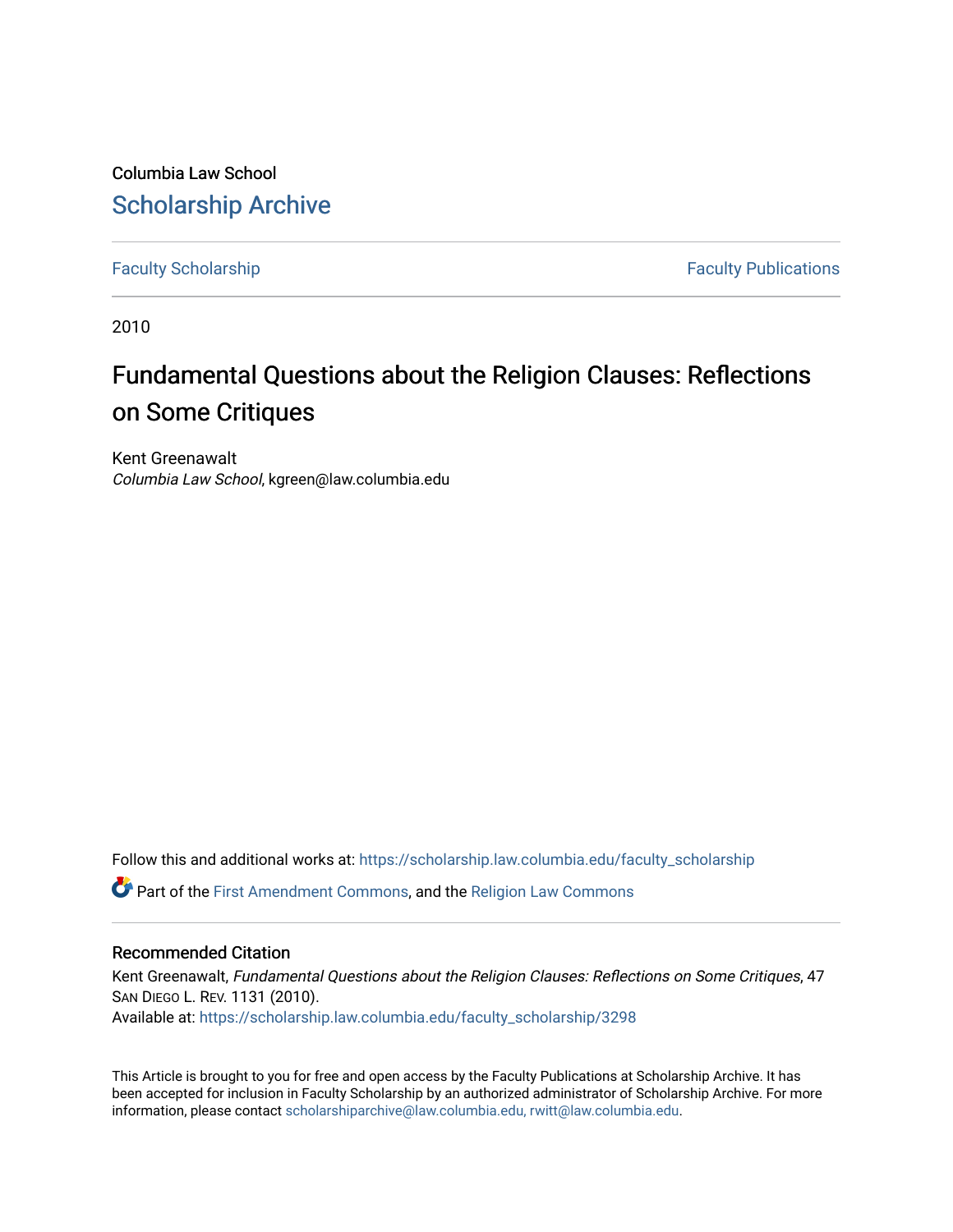Columbia Law School

## Scholarship Archive

Faculty Scholarship | Faculty Publications

2010

# Fundamental Questions about the Religion Clauses: Reflections on Some Critiques

Kent Greenawalt
*Columbia Law School*, kgreen@law.columbia.edu

Follow this and additional works at: https://scholarship.law.columbia.edu/faculty_scholarship

Part of the First Amendment Commons, and the Religion Law Commons

### Recommended Citation

Kent Greenawalt, *Fundamental Questions about the Religion Clauses: Reflections on Some Critiques*, 47 San Diego L. Rev. 1131 (2010).
Available at: https://scholarship.law.columbia.edu/faculty_scholarship/3298

This Article is brought to you for free and open access by the Faculty Publications at Scholarship Archive. It has been accepted for inclusion in Faculty Scholarship by an authorized administrator of Scholarship Archive. For more information, please contact scholarshiparchive@law.columbia.edu, rwitt@law.columbia.edu.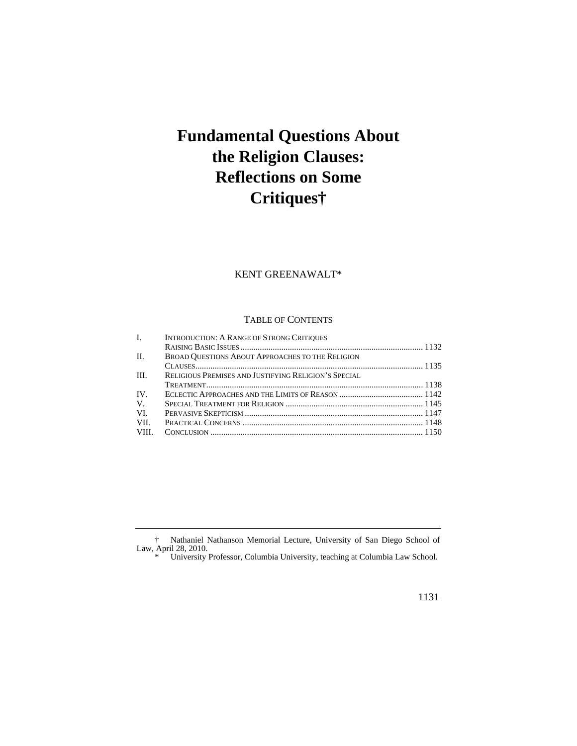# Fundamental Questions About the Religion Clauses: Reflections on Some Critiques†

KENT GREENAWALT*

TABLE OF CONTENTS

| | | |
|---|---|---|
| I. | INTRODUCTION: A RANGE OF STRONG CRITIQUES RAISING BASIC ISSUES | 1132 |
| II. | BROAD QUESTIONS ABOUT APPROACHES TO THE RELIGION CLAUSES | 1135 |
| III. | RELIGIOUS PREMISES AND JUSTIFYING RELIGION'S SPECIAL TREATMENT | 1138 |
| IV. | ECLECTIC APPROACHES AND THE LIMITS OF REASON | 1142 |
| V. | SPECIAL TREATMENT FOR RELIGION | 1145 |
| VI. | PERVASIVE SKEPTICISM | 1147 |
| VII. | PRACTICAL CONCERNS | 1148 |
| VIII. | CONCLUSION | 1150 |

† Nathaniel Nathanson Memorial Lecture, University of San Diego School of Law, April 28, 2010.

\* University Professor, Columbia University, teaching at Columbia Law School.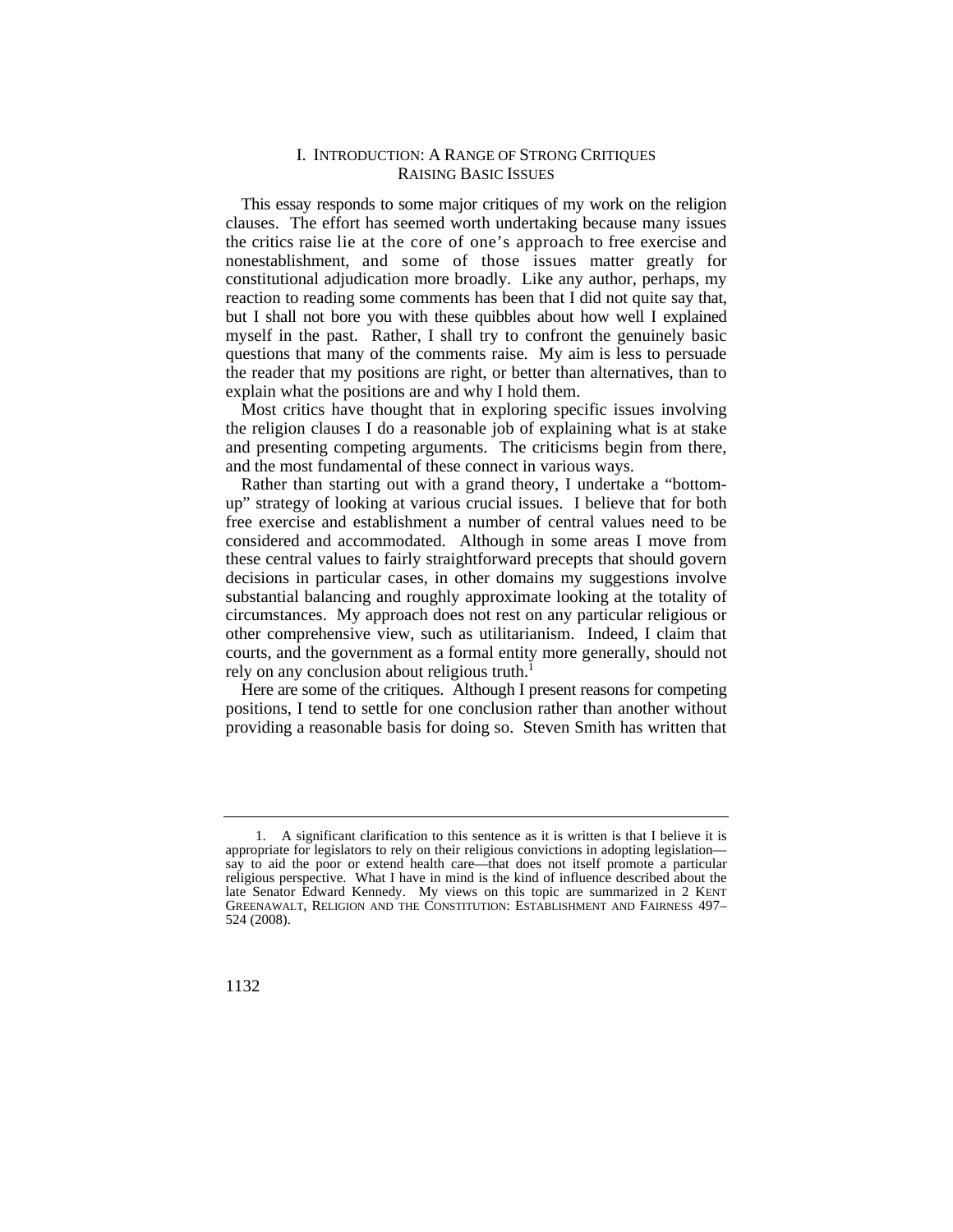## I. INTRODUCTION: A RANGE OF STRONG CRITIQUES RAISING BASIC ISSUES

This essay responds to some major critiques of my work on the religion clauses. The effort has seemed worth undertaking because many issues the critics raise lie at the core of one's approach to free exercise and nonestablishment, and some of those issues matter greatly for constitutional adjudication more broadly. Like any author, perhaps, my reaction to reading some comments has been that I did not quite say that, but I shall not bore you with these quibbles about how well I explained myself in the past. Rather, I shall try to confront the genuinely basic questions that many of the comments raise. My aim is less to persuade the reader that my positions are right, or better than alternatives, than to explain what the positions are and why I hold them.

Most critics have thought that in exploring specific issues involving the religion clauses I do a reasonable job of explaining what is at stake and presenting competing arguments. The criticisms begin from there, and the most fundamental of these connect in various ways.

Rather than starting out with a grand theory, I undertake a "bottom-up" strategy of looking at various crucial issues. I believe that for both free exercise and establishment a number of central values need to be considered and accommodated. Although in some areas I move from these central values to fairly straightforward precepts that should govern decisions in particular cases, in other domains my suggestions involve substantial balancing and roughly approximate looking at the totality of circumstances. My approach does not rest on any particular religious or other comprehensive view, such as utilitarianism. Indeed, I claim that courts, and the government as a formal entity more generally, should not rely on any conclusion about religious truth.[1]

Here are some of the critiques. Although I present reasons for competing positions, I tend to settle for one conclusion rather than another without providing a reasonable basis for doing so. Steven Smith has written that

1. A significant clarification to this sentence as it is written is that I believe it is appropriate for legislators to rely on their religious convictions in adopting legislation—say to aid the poor or extend health care—that does not itself promote a particular religious perspective. What I have in mind is the kind of influence described about the late Senator Edward Kennedy. My views on this topic are summarized in 2 KENT GREENAWALT, RELIGION AND THE CONSTITUTION: ESTABLISHMENT AND FAIRNESS 497–524 (2008).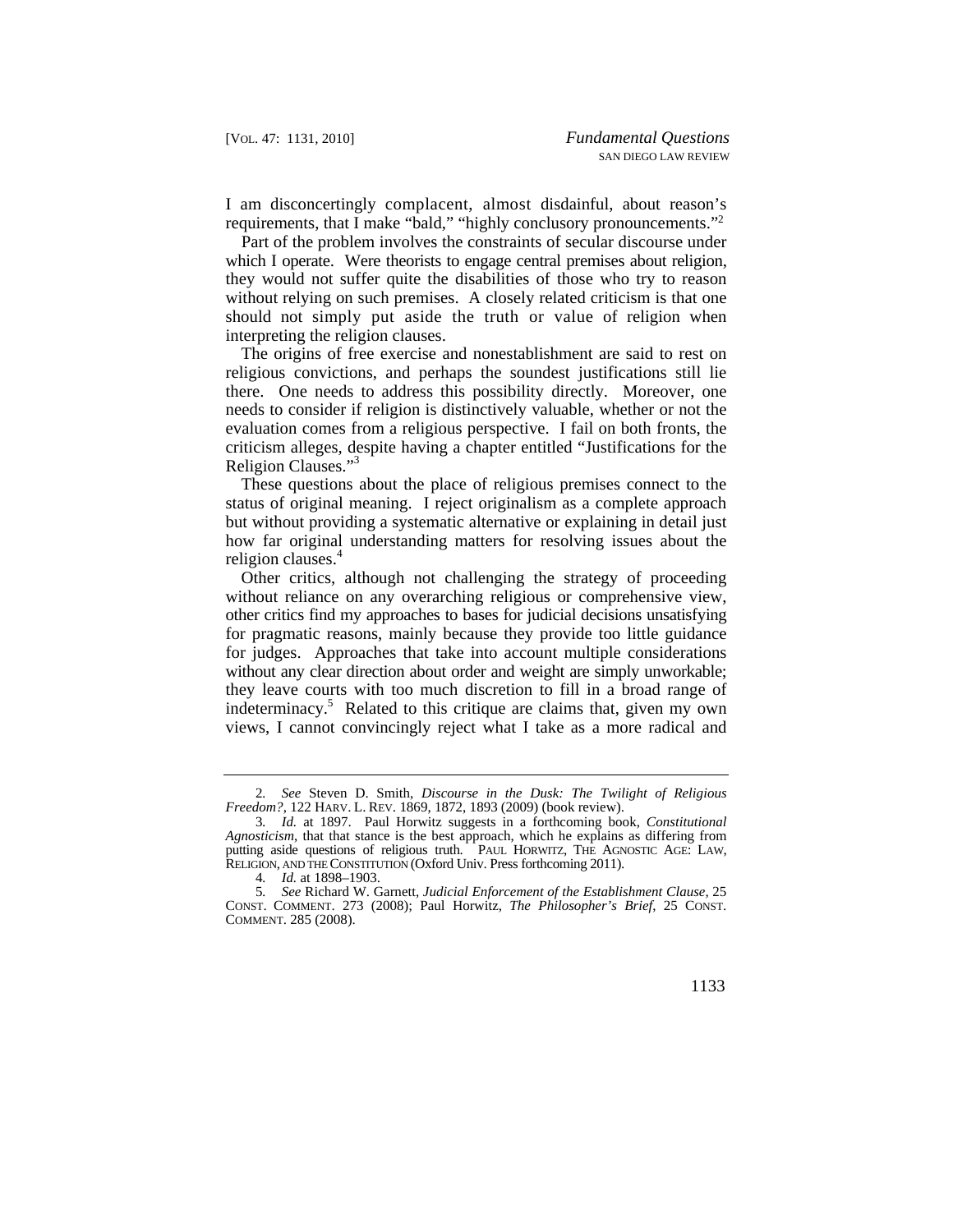I am disconcertingly complacent, almost disdainful, about reason's requirements, that I make "bald," "highly conclusory pronouncements."[2]

Part of the problem involves the constraints of secular discourse under which I operate. Were theorists to engage central premises about religion, they would not suffer quite the disabilities of those who try to reason without relying on such premises. A closely related criticism is that one should not simply put aside the truth or value of religion when interpreting the religion clauses.

The origins of free exercise and nonestablishment are said to rest on religious convictions, and perhaps the soundest justifications still lie there. One needs to address this possibility directly. Moreover, one needs to consider if religion is distinctively valuable, whether or not the evaluation comes from a religious perspective. I fail on both fronts, the criticism alleges, despite having a chapter entitled "Justifications for the Religion Clauses."[3]

These questions about the place of religious premises connect to the status of original meaning. I reject originalism as a complete approach but without providing a systematic alternative or explaining in detail just how far original understanding matters for resolving issues about the religion clauses.[4]

Other critics, although not challenging the strategy of proceeding without reliance on any overarching religious or comprehensive view, other critics find my approaches to bases for judicial decisions unsatisfying for pragmatic reasons, mainly because they provide too little guidance for judges. Approaches that take into account multiple considerations without any clear direction about order and weight are simply unworkable; they leave courts with too much discretion to fill in a broad range of indeterminacy.[5] Related to this critique are claims that, given my own views, I cannot convincingly reject what I take as a more radical and

---

2. *See* Steven D. Smith, *Discourse in the Dusk: The Twilight of Religious Freedom?*, 122 HARV. L. REV. 1869, 1872, 1893 (2009) (book review).

3. *Id.* at 1897. Paul Horwitz suggests in a forthcoming book, *Constitutional Agnosticism*, that that stance is the best approach, which he explains as differing from putting aside questions of religious truth. PAUL HORWITZ, THE AGNOSTIC AGE: LAW, RELIGION, AND THE CONSTITUTION (Oxford Univ. Press forthcoming 2011).

4. *Id.* at 1898–1903.

5. *See* Richard W. Garnett, *Judicial Enforcement of the Establishment Clause*, 25 CONST. COMMENT. 273 (2008); Paul Horwitz, *The Philosopher's Brief*, 25 CONST. COMMENT. 285 (2008).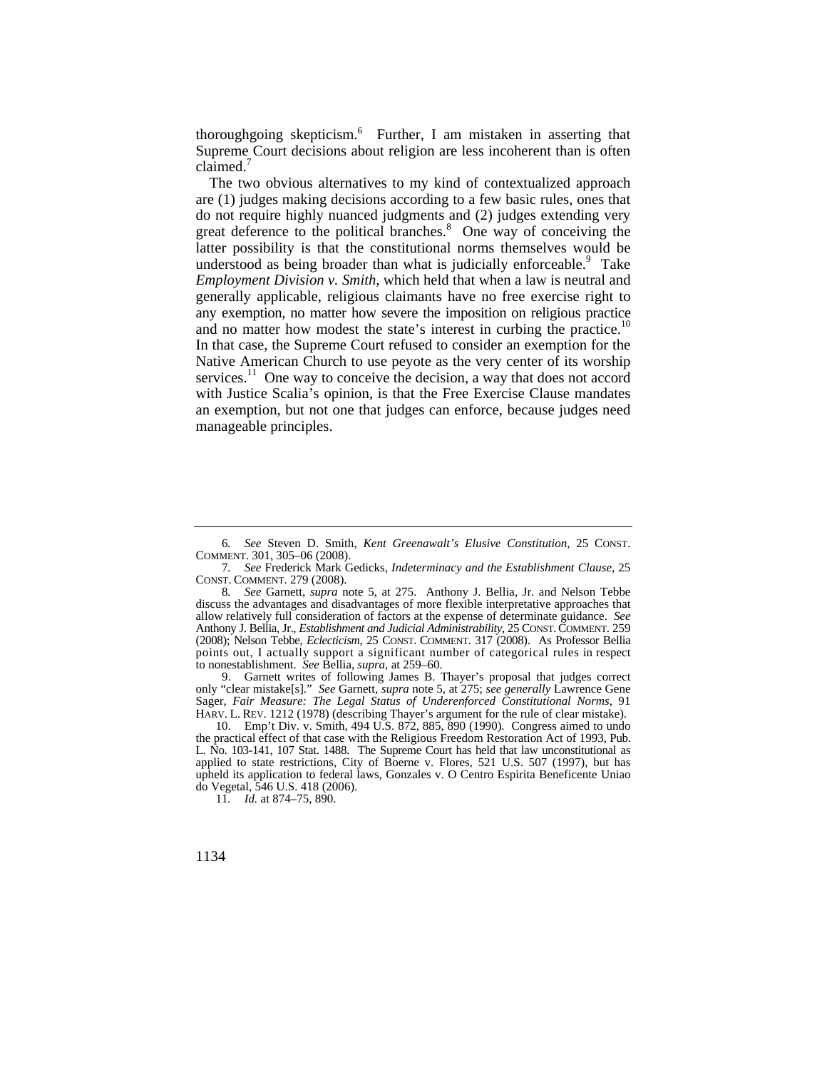thoroughgoing skepticism.[6] Further, I am mistaken in asserting that Supreme Court decisions about religion are less incoherent than is often claimed.[7]

The two obvious alternatives to my kind of contextualized approach are (1) judges making decisions according to a few basic rules, ones that do not require highly nuanced judgments and (2) judges extending very great deference to the political branches.[8] One way of conceiving the latter possibility is that the constitutional norms themselves would be understood as being broader than what is judicially enforceable.[9] Take *Employment Division v. Smith*, which held that when a law is neutral and generally applicable, religious claimants have no free exercise right to any exemption, no matter how severe the imposition on religious practice and no matter how modest the state's interest in curbing the practice.[10] In that case, the Supreme Court refused to consider an exemption for the Native American Church to use peyote as the very center of its worship services.[11] One way to conceive the decision, a way that does not accord with Justice Scalia's opinion, is that the Free Exercise Clause mandates an exemption, but not one that judges can enforce, because judges need manageable principles.

---

6. *See* Steven D. Smith, *Kent Greenawalt's Elusive Constitution*, 25 CONST. COMMENT. 301, 305–06 (2008).

7. *See* Frederick Mark Gedicks, *Indeterminacy and the Establishment Clause*, 25 CONST. COMMENT. 279 (2008).

8. *See* Garnett, *supra* note 5, at 275. Anthony J. Bellia, Jr. and Nelson Tebbe discuss the advantages and disadvantages of more flexible interpretative approaches that allow relatively full consideration of factors at the expense of determinate guidance. *See* Anthony J. Bellia, Jr., *Establishment and Judicial Administrability*, 25 CONST. COMMENT. 259 (2008); Nelson Tebbe, *Eclecticism*, 25 CONST. COMMENT. 317 (2008). As Professor Bellia points out, I actually support a significant number of categorical rules in respect to nonestablishment. *See* Bellia, *supra*, at 259–60.

9. Garnett writes of following James B. Thayer's proposal that judges correct only "clear mistake[s]." *See* Garnett, *supra* note 5, at 275; *see generally* Lawrence Gene Sager, *Fair Measure: The Legal Status of Underenforced Constitutional Norms*, 91 HARV. L. REV. 1212 (1978) (describing Thayer's argument for the rule of clear mistake).

10. Emp't Div. v. Smith, 494 U.S. 872, 885, 890 (1990). Congress aimed to undo the practical effect of that case with the Religious Freedom Restoration Act of 1993, Pub. L. No. 103-141, 107 Stat. 1488. The Supreme Court has held that law unconstitutional as applied to state restrictions, City of Boerne v. Flores, 521 U.S. 507 (1997), but has upheld its application to federal laws, Gonzales v. O Centro Espirita Beneficente Uniao do Vegetal, 546 U.S. 418 (2006).

11. *Id.* at 874–75, 890.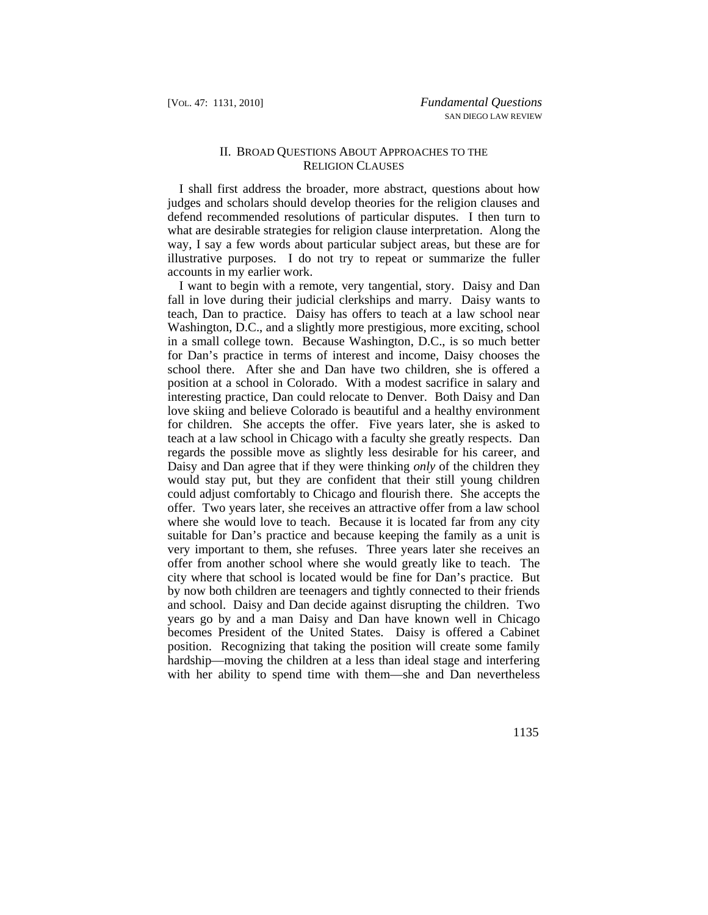## II. Broad Questions About Approaches to the Religion Clauses

I shall first address the broader, more abstract, questions about how judges and scholars should develop theories for the religion clauses and defend recommended resolutions of particular disputes. I then turn to what are desirable strategies for religion clause interpretation. Along the way, I say a few words about particular subject areas, but these are for illustrative purposes. I do not try to repeat or summarize the fuller accounts in my earlier work.

I want to begin with a remote, very tangential, story. Daisy and Dan fall in love during their judicial clerkships and marry. Daisy wants to teach, Dan to practice. Daisy has offers to teach at a law school near Washington, D.C., and a slightly more prestigious, more exciting, school in a small college town. Because Washington, D.C., is so much better for Dan's practice in terms of interest and income, Daisy chooses the school there. After she and Dan have two children, she is offered a position at a school in Colorado. With a modest sacrifice in salary and interesting practice, Dan could relocate to Denver. Both Daisy and Dan love skiing and believe Colorado is beautiful and a healthy environment for children. She accepts the offer. Five years later, she is asked to teach at a law school in Chicago with a faculty she greatly respects. Dan regards the possible move as slightly less desirable for his career, and Daisy and Dan agree that if they were thinking *only* of the children they would stay put, but they are confident that their still young children could adjust comfortably to Chicago and flourish there. She accepts the offer. Two years later, she receives an attractive offer from a law school where she would love to teach. Because it is located far from any city suitable for Dan's practice and because keeping the family as a unit is very important to them, she refuses. Three years later she receives an offer from another school where she would greatly like to teach. The city where that school is located would be fine for Dan's practice. But by now both children are teenagers and tightly connected to their friends and school. Daisy and Dan decide against disrupting the children. Two years go by and a man Daisy and Dan have known well in Chicago becomes President of the United States. Daisy is offered a Cabinet position. Recognizing that taking the position will create some family hardship—moving the children at a less than ideal stage and interfering with her ability to spend time with them—she and Dan nevertheless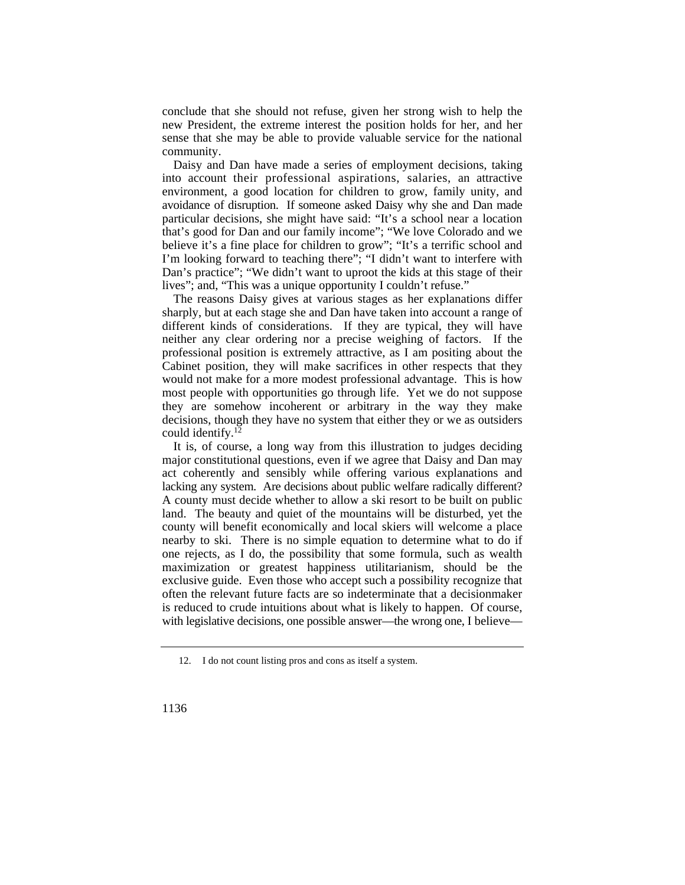conclude that she should not refuse, given her strong wish to help the new President, the extreme interest the position holds for her, and her sense that she may be able to provide valuable service for the national community.

Daisy and Dan have made a series of employment decisions, taking into account their professional aspirations, salaries, an attractive environment, a good location for children to grow, family unity, and avoidance of disruption. If someone asked Daisy why she and Dan made particular decisions, she might have said: "It's a school near a location that's good for Dan and our family income"; "We love Colorado and we believe it's a fine place for children to grow"; "It's a terrific school and I'm looking forward to teaching there"; "I didn't want to interfere with Dan's practice"; "We didn't want to uproot the kids at this stage of their lives"; and, "This was a unique opportunity I couldn't refuse."

The reasons Daisy gives at various stages as her explanations differ sharply, but at each stage she and Dan have taken into account a range of different kinds of considerations. If they are typical, they will have neither any clear ordering nor a precise weighing of factors. If the professional position is extremely attractive, as I am positing about the Cabinet position, they will make sacrifices in other respects that they would not make for a more modest professional advantage. This is how most people with opportunities go through life. Yet we do not suppose they are somehow incoherent or arbitrary in the way they make decisions, though they have no system that either they or we as outsiders could identify.[12]

It is, of course, a long way from this illustration to judges deciding major constitutional questions, even if we agree that Daisy and Dan may act coherently and sensibly while offering various explanations and lacking any system. Are decisions about public welfare radically different? A county must decide whether to allow a ski resort to be built on public land. The beauty and quiet of the mountains will be disturbed, yet the county will benefit economically and local skiers will welcome a place nearby to ski. There is no simple equation to determine what to do if one rejects, as I do, the possibility that some formula, such as wealth maximization or greatest happiness utilitarianism, should be the exclusive guide. Even those who accept such a possibility recognize that often the relevant future facts are so indeterminate that a decisionmaker is reduced to crude intuitions about what is likely to happen. Of course, with legislative decisions, one possible answer—the wrong one, I believe—

12. I do not count listing pros and cons as itself a system.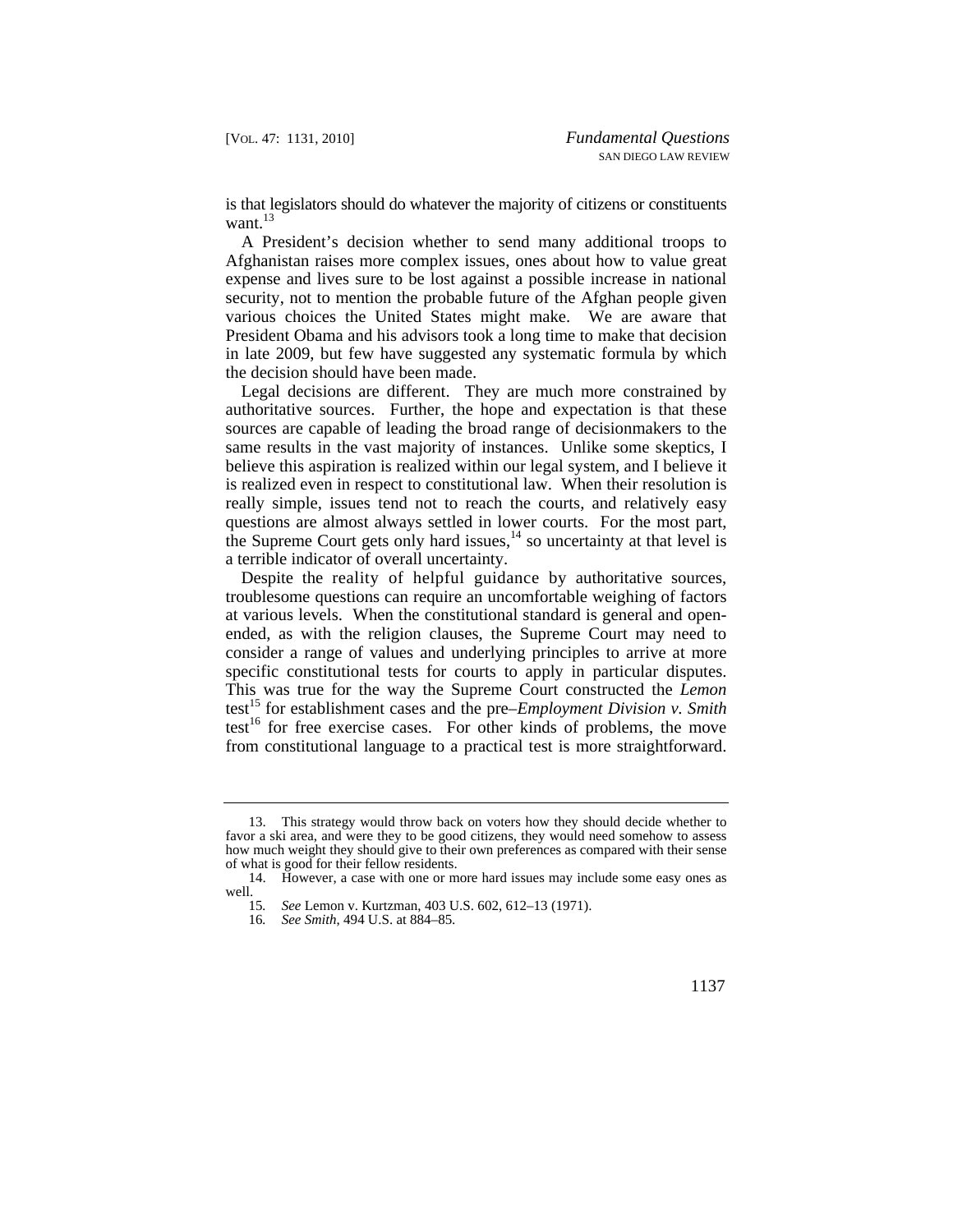is that legislators should do whatever the majority of citizens or constituents want.[13]

A President's decision whether to send many additional troops to Afghanistan raises more complex issues, ones about how to value great expense and lives sure to be lost against a possible increase in national security, not to mention the probable future of the Afghan people given various choices the United States might make. We are aware that President Obama and his advisors took a long time to make that decision in late 2009, but few have suggested any systematic formula by which the decision should have been made.

Legal decisions are different. They are much more constrained by authoritative sources. Further, the hope and expectation is that these sources are capable of leading the broad range of decisionmakers to the same results in the vast majority of instances. Unlike some skeptics, I believe this aspiration is realized within our legal system, and I believe it is realized even in respect to constitutional law. When their resolution is really simple, issues tend not to reach the courts, and relatively easy questions are almost always settled in lower courts. For the most part, the Supreme Court gets only hard issues,[14] so uncertainty at that level is a terrible indicator of overall uncertainty.

Despite the reality of helpful guidance by authoritative sources, troublesome questions can require an uncomfortable weighing of factors at various levels. When the constitutional standard is general and open-ended, as with the religion clauses, the Supreme Court may need to consider a range of values and underlying principles to arrive at more specific constitutional tests for courts to apply in particular disputes. This was true for the way the Supreme Court constructed the *Lemon* test[15] for establishment cases and the pre–*Employment Division v. Smith* test[16] for free exercise cases. For other kinds of problems, the move from constitutional language to a practical test is more straightforward.

---

13. This strategy would throw back on voters how they should decide whether to favor a ski area, and were they to be good citizens, they would need somehow to assess how much weight they should give to their own preferences as compared with their sense of what is good for their fellow residents.

14. However, a case with one or more hard issues may include some easy ones as well.

15. *See* Lemon v. Kurtzman, 403 U.S. 602, 612–13 (1971).

16. *See Smith*, 494 U.S. at 884–85.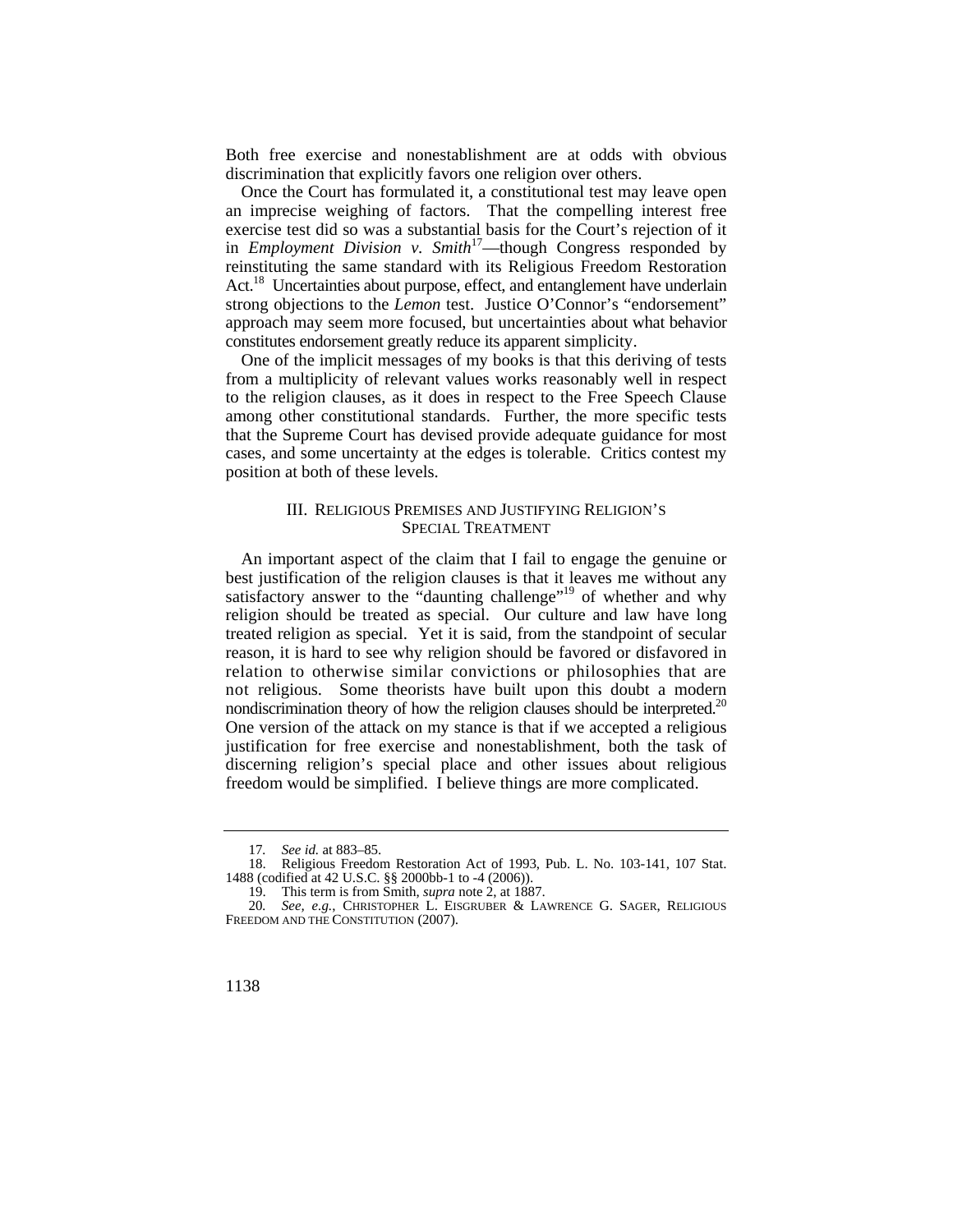Both free exercise and nonestablishment are at odds with obvious discrimination that explicitly favors one religion over others.

Once the Court has formulated it, a constitutional test may leave open an imprecise weighing of factors. That the compelling interest free exercise test did so was a substantial basis for the Court's rejection of it in *Employment Division v. Smith*[17]—though Congress responded by reinstituting the same standard with its Religious Freedom Restoration Act.[18] Uncertainties about purpose, effect, and entanglement have underlain strong objections to the *Lemon* test. Justice O'Connor's "endorsement" approach may seem more focused, but uncertainties about what behavior constitutes endorsement greatly reduce its apparent simplicity.

One of the implicit messages of my books is that this deriving of tests from a multiplicity of relevant values works reasonably well in respect to the religion clauses, as it does in respect to the Free Speech Clause among other constitutional standards. Further, the more specific tests that the Supreme Court has devised provide adequate guidance for most cases, and some uncertainty at the edges is tolerable. Critics contest my position at both of these levels.

## III. Religious Premises and Justifying Religion's Special Treatment

An important aspect of the claim that I fail to engage the genuine or best justification of the religion clauses is that it leaves me without any satisfactory answer to the "daunting challenge"[19] of whether and why religion should be treated as special. Our culture and law have long treated religion as special. Yet it is said, from the standpoint of secular reason, it is hard to see why religion should be favored or disfavored in relation to otherwise similar convictions or philosophies that are not religious. Some theorists have built upon this doubt a modern nondiscrimination theory of how the religion clauses should be interpreted.[20] One version of the attack on my stance is that if we accepted a religious justification for free exercise and nonestablishment, both the task of discerning religion's special place and other issues about religious freedom would be simplified. I believe things are more complicated.

---

17. *See id.* at 883–85.

18. Religious Freedom Restoration Act of 1993, Pub. L. No. 103-141, 107 Stat. 1488 (codified at 42 U.S.C. §§ 2000bb-1 to -4 (2006)).

19. This term is from Smith, *supra* note 2, at 1887.

20. *See, e.g.*, CHRISTOPHER L. EISGRUBER & LAWRENCE G. SAGER, RELIGIOUS FREEDOM AND THE CONSTITUTION (2007).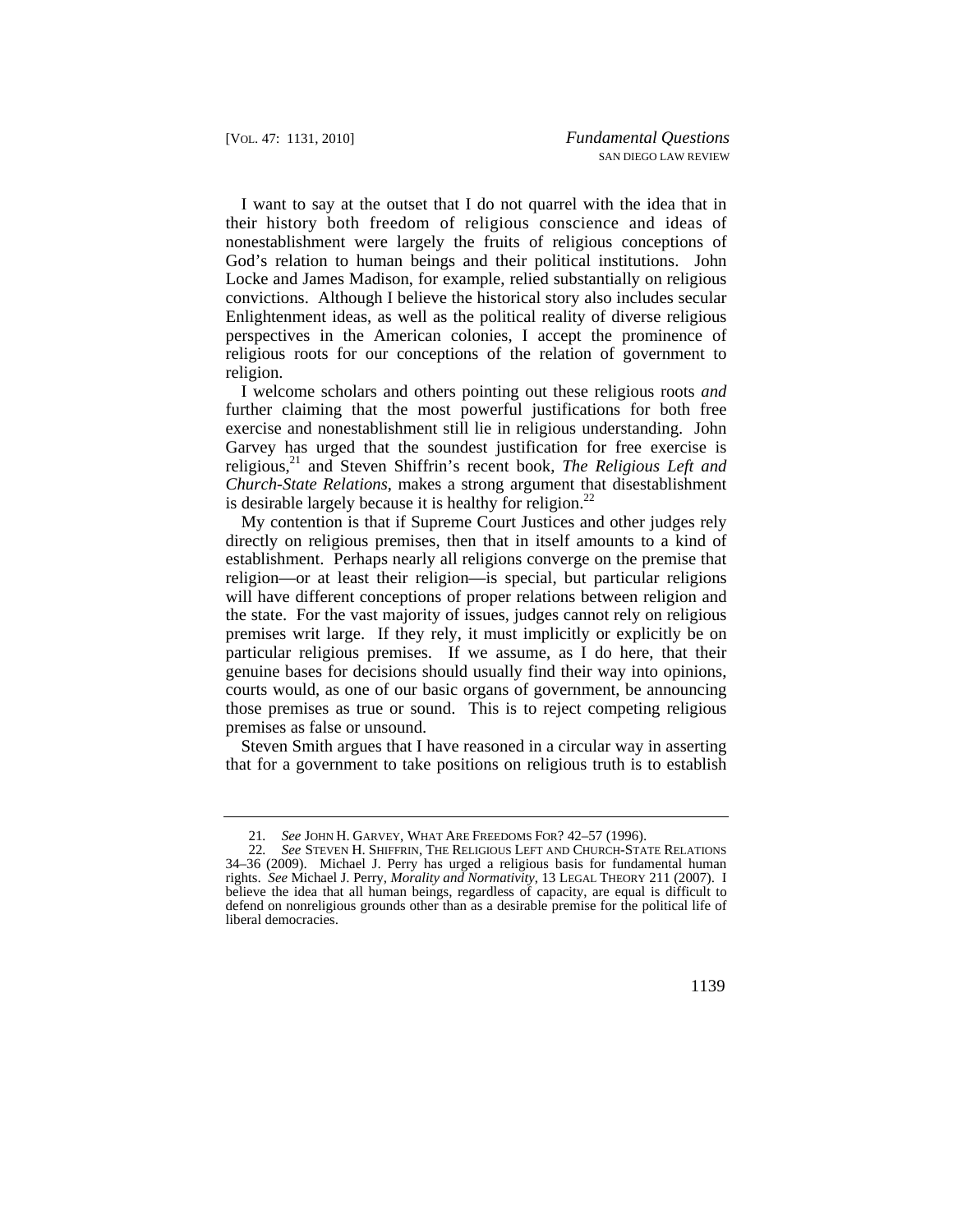I want to say at the outset that I do not quarrel with the idea that in their history both freedom of religious conscience and ideas of nonestablishment were largely the fruits of religious conceptions of God's relation to human beings and their political institutions. John Locke and James Madison, for example, relied substantially on religious convictions. Although I believe the historical story also includes secular Enlightenment ideas, as well as the political reality of diverse religious perspectives in the American colonies, I accept the prominence of religious roots for our conceptions of the relation of government to religion.

I welcome scholars and others pointing out these religious roots *and* further claiming that the most powerful justifications for both free exercise and nonestablishment still lie in religious understanding. John Garvey has urged that the soundest justification for free exercise is religious,[21] and Steven Shiffrin's recent book, *The Religious Left and Church-State Relations*, makes a strong argument that disestablishment is desirable largely because it is healthy for religion.[22]

My contention is that if Supreme Court Justices and other judges rely directly on religious premises, then that in itself amounts to a kind of establishment. Perhaps nearly all religions converge on the premise that religion—or at least their religion—is special, but particular religions will have different conceptions of proper relations between religion and the state. For the vast majority of issues, judges cannot rely on religious premises writ large. If they rely, it must implicitly or explicitly be on particular religious premises. If we assume, as I do here, that their genuine bases for decisions should usually find their way into opinions, courts would, as one of our basic organs of government, be announcing those premises as true or sound. This is to reject competing religious premises as false or unsound.

Steven Smith argues that I have reasoned in a circular way in asserting that for a government to take positions on religious truth is to establish

---

21. *See* JOHN H. GARVEY, WHAT ARE FREEDOMS FOR? 42–57 (1996).

22. *See* STEVEN H. SHIFFRIN, THE RELIGIOUS LEFT AND CHURCH-STATE RELATIONS 34–36 (2009). Michael J. Perry has urged a religious basis for fundamental human rights. *See* Michael J. Perry, *Morality and Normativity*, 13 LEGAL THEORY 211 (2007). I believe the idea that all human beings, regardless of capacity, are equal is difficult to defend on nonreligious grounds other than as a desirable premise for the political life of liberal democracies.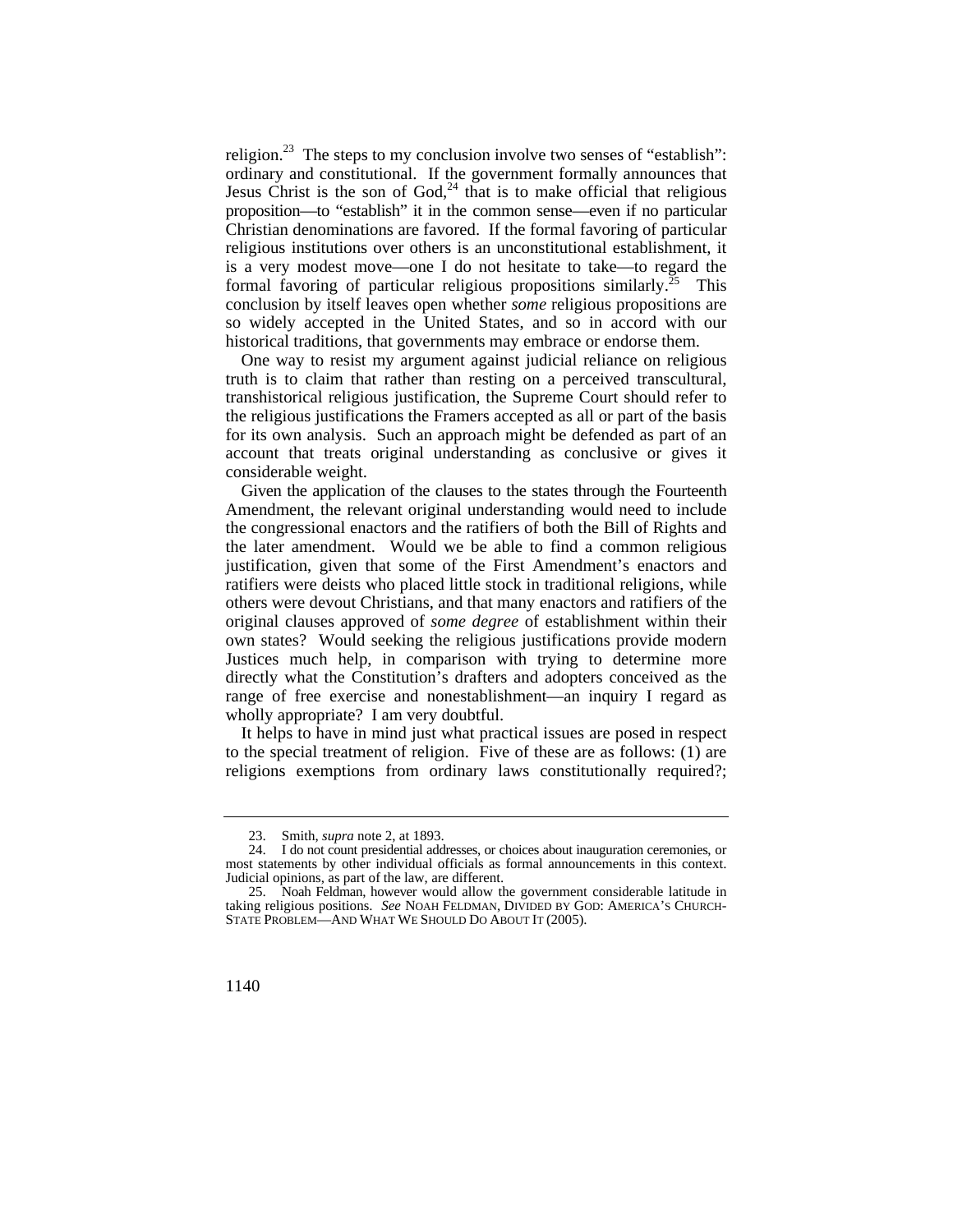religion.[23] The steps to my conclusion involve two senses of "establish": ordinary and constitutional. If the government formally announces that Jesus Christ is the son of God,[24] that is to make official that religious proposition—to "establish" it in the common sense—even if no particular Christian denominations are favored. If the formal favoring of particular religious institutions over others is an unconstitutional establishment, it is a very modest move—one I do not hesitate to take—to regard the formal favoring of particular religious propositions similarly.[25] This conclusion by itself leaves open whether *some* religious propositions are so widely accepted in the United States, and so in accord with our historical traditions, that governments may embrace or endorse them.

One way to resist my argument against judicial reliance on religious truth is to claim that rather than resting on a perceived transcultural, transhistorical religious justification, the Supreme Court should refer to the religious justifications the Framers accepted as all or part of the basis for its own analysis. Such an approach might be defended as part of an account that treats original understanding as conclusive or gives it considerable weight.

Given the application of the clauses to the states through the Fourteenth Amendment, the relevant original understanding would need to include the congressional enactors and the ratifiers of both the Bill of Rights and the later amendment. Would we be able to find a common religious justification, given that some of the First Amendment's enactors and ratifiers were deists who placed little stock in traditional religions, while others were devout Christians, and that many enactors and ratifiers of the original clauses approved of *some degree* of establishment within their own states? Would seeking the religious justifications provide modern Justices much help, in comparison with trying to determine more directly what the Constitution's drafters and adopters conceived as the range of free exercise and nonestablishment—an inquiry I regard as wholly appropriate? I am very doubtful.

It helps to have in mind just what practical issues are posed in respect to the special treatment of religion. Five of these are as follows: (1) are religions exemptions from ordinary laws constitutionally required?;

---

23. Smith, *supra* note 2, at 1893.

24. I do not count presidential addresses, or choices about inauguration ceremonies, or most statements by other individual officials as formal announcements in this context. Judicial opinions, as part of the law, are different.

25. Noah Feldman, however would allow the government considerable latitude in taking religious positions. *See* NOAH FELDMAN, DIVIDED BY GOD: AMERICA'S CHURCH-STATE PROBLEM—AND WHAT WE SHOULD DO ABOUT IT (2005).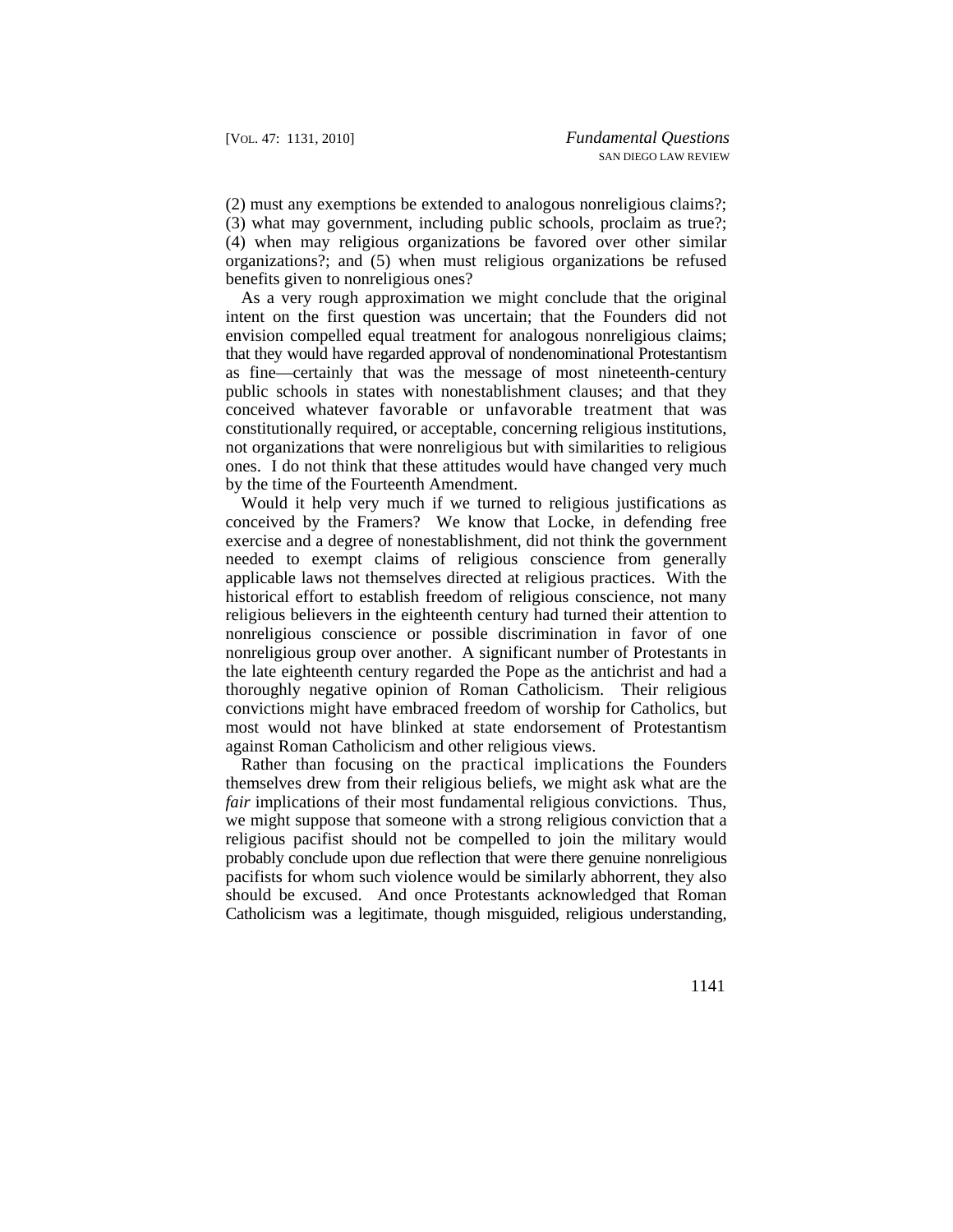(2) must any exemptions be extended to analogous nonreligious claims?; (3) what may government, including public schools, proclaim as true?; (4) when may religious organizations be favored over other similar organizations?; and (5) when must religious organizations be refused benefits given to nonreligious ones?

As a very rough approximation we might conclude that the original intent on the first question was uncertain; that the Founders did not envision compelled equal treatment for analogous nonreligious claims; that they would have regarded approval of nondenominational Protestantism as fine—certainly that was the message of most nineteenth-century public schools in states with nonestablishment clauses; and that they conceived whatever favorable or unfavorable treatment that was constitutionally required, or acceptable, concerning religious institutions, not organizations that were nonreligious but with similarities to religious ones. I do not think that these attitudes would have changed very much by the time of the Fourteenth Amendment.

Would it help very much if we turned to religious justifications as conceived by the Framers? We know that Locke, in defending free exercise and a degree of nonestablishment, did not think the government needed to exempt claims of religious conscience from generally applicable laws not themselves directed at religious practices. With the historical effort to establish freedom of religious conscience, not many religious believers in the eighteenth century had turned their attention to nonreligious conscience or possible discrimination in favor of one nonreligious group over another. A significant number of Protestants in the late eighteenth century regarded the Pope as the antichrist and had a thoroughly negative opinion of Roman Catholicism. Their religious convictions might have embraced freedom of worship for Catholics, but most would not have blinked at state endorsement of Protestantism against Roman Catholicism and other religious views.

Rather than focusing on the practical implications the Founders themselves drew from their religious beliefs, we might ask what are the *fair* implications of their most fundamental religious convictions. Thus, we might suppose that someone with a strong religious conviction that a religious pacifist should not be compelled to join the military would probably conclude upon due reflection that were there genuine nonreligious pacifists for whom such violence would be similarly abhorrent, they also should be excused. And once Protestants acknowledged that Roman Catholicism was a legitimate, though misguided, religious understanding,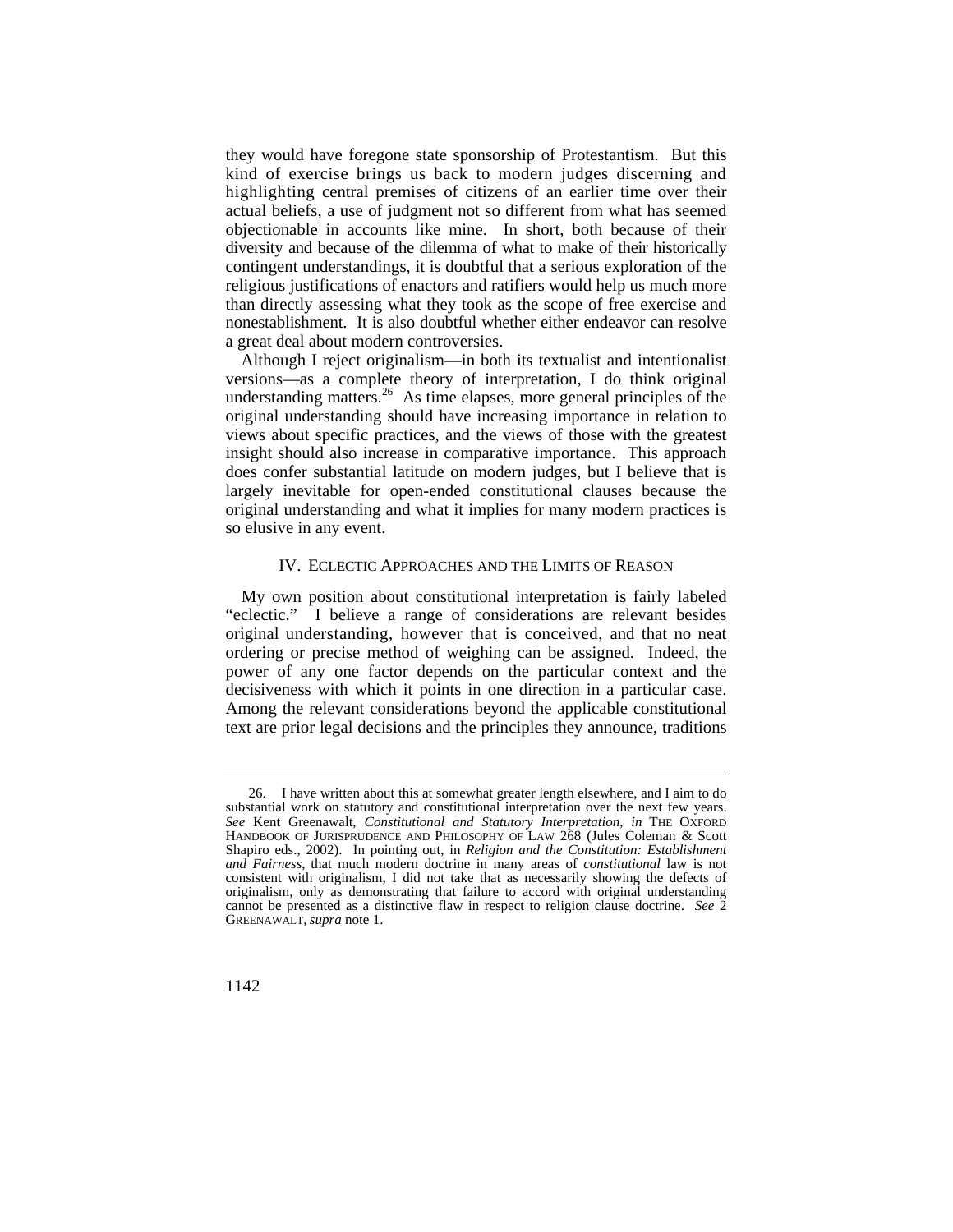they would have foregone state sponsorship of Protestantism. But this kind of exercise brings us back to modern judges discerning and highlighting central premises of citizens of an earlier time over their actual beliefs, a use of judgment not so different from what has seemed objectionable in accounts like mine. In short, both because of their diversity and because of the dilemma of what to make of their historically contingent understandings, it is doubtful that a serious exploration of the religious justifications of enactors and ratifiers would help us much more than directly assessing what they took as the scope of free exercise and nonestablishment. It is also doubtful whether either endeavor can resolve a great deal about modern controversies.

Although I reject originalism—in both its textualist and intentionalist versions—as a complete theory of interpretation, I do think original understanding matters.[26] As time elapses, more general principles of the original understanding should have increasing importance in relation to views about specific practices, and the views of those with the greatest insight should also increase in comparative importance. This approach does confer substantial latitude on modern judges, but I believe that is largely inevitable for open-ended constitutional clauses because the original understanding and what it implies for many modern practices is so elusive in any event.

## IV. ECLECTIC APPROACHES AND THE LIMITS OF REASON

My own position about constitutional interpretation is fairly labeled "eclectic." I believe a range of considerations are relevant besides original understanding, however that is conceived, and that no neat ordering or precise method of weighing can be assigned. Indeed, the power of any one factor depends on the particular context and the decisiveness with which it points in one direction in a particular case. Among the relevant considerations beyond the applicable constitutional text are prior legal decisions and the principles they announce, traditions

---

26. I have written about this at somewhat greater length elsewhere, and I aim to do substantial work on statutory and constitutional interpretation over the next few years. *See* Kent Greenawalt, *Constitutional and Statutory Interpretation*, *in* THE OXFORD HANDBOOK OF JURISPRUDENCE AND PHILOSOPHY OF LAW 268 (Jules Coleman & Scott Shapiro eds., 2002). In pointing out, in *Religion and the Constitution: Establishment and Fairness*, that much modern doctrine in many areas of *constitutional* law is not consistent with originalism, I did not take that as necessarily showing the defects of originalism, only as demonstrating that failure to accord with original understanding cannot be presented as a distinctive flaw in respect to religion clause doctrine. *See* 2 GREENAWALT, *supra* note 1.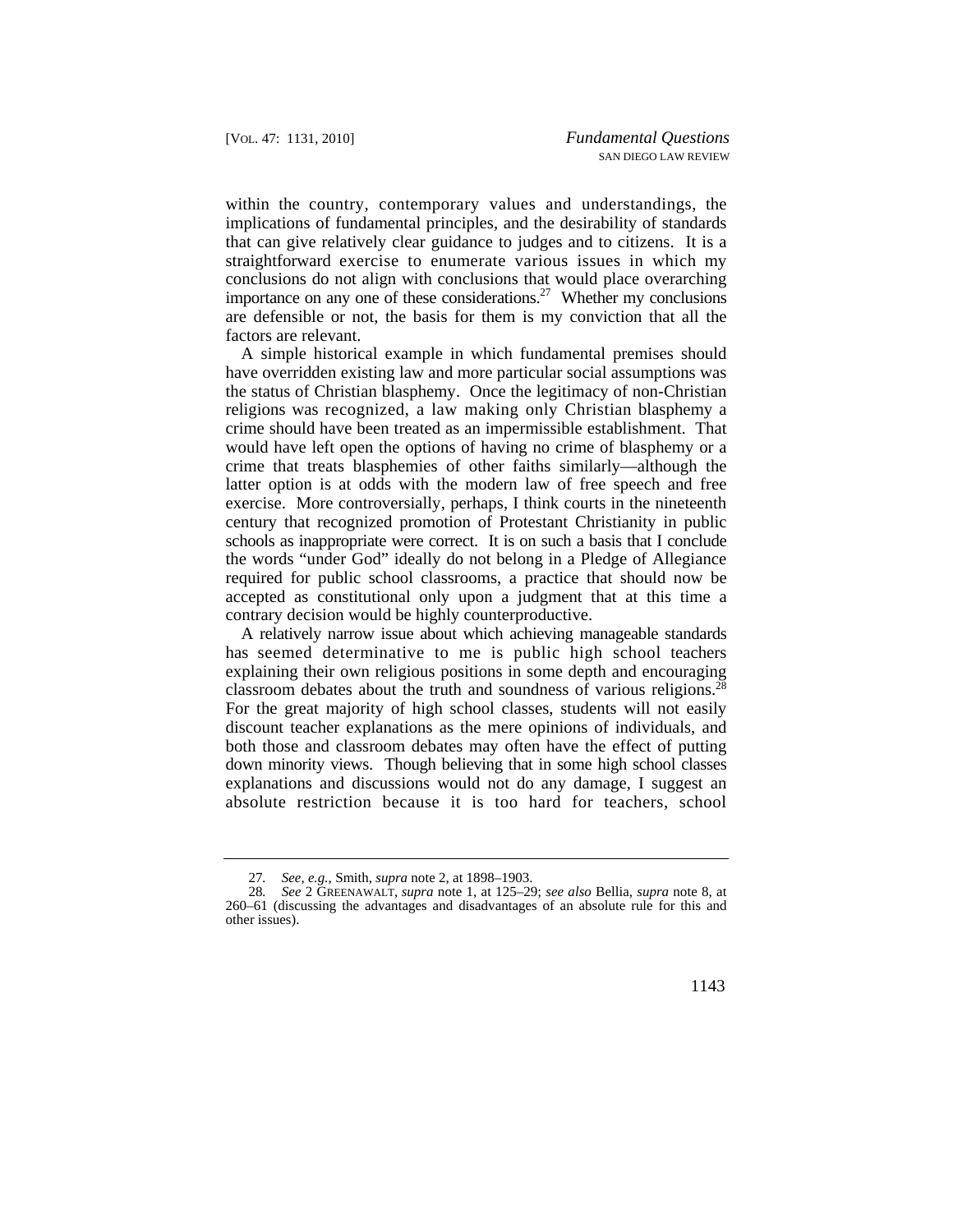within the country, contemporary values and understandings, the implications of fundamental principles, and the desirability of standards that can give relatively clear guidance to judges and to citizens. It is a straightforward exercise to enumerate various issues in which my conclusions do not align with conclusions that would place overarching importance on any one of these considerations.[27] Whether my conclusions are defensible or not, the basis for them is my conviction that all the factors are relevant.

A simple historical example in which fundamental premises should have overridden existing law and more particular social assumptions was the status of Christian blasphemy. Once the legitimacy of non-Christian religions was recognized, a law making only Christian blasphemy a crime should have been treated as an impermissible establishment. That would have left open the options of having no crime of blasphemy or a crime that treats blasphemies of other faiths similarly—although the latter option is at odds with the modern law of free speech and free exercise. More controversially, perhaps, I think courts in the nineteenth century that recognized promotion of Protestant Christianity in public schools as inappropriate were correct. It is on such a basis that I conclude the words "under God" ideally do not belong in a Pledge of Allegiance required for public school classrooms, a practice that should now be accepted as constitutional only upon a judgment that at this time a contrary decision would be highly counterproductive.

A relatively narrow issue about which achieving manageable standards has seemed determinative to me is public high school teachers explaining their own religious positions in some depth and encouraging classroom debates about the truth and soundness of various religions.[28] For the great majority of high school classes, students will not easily discount teacher explanations as the mere opinions of individuals, and both those and classroom debates may often have the effect of putting down minority views. Though believing that in some high school classes explanations and discussions would not do any damage, I suggest an absolute restriction because it is too hard for teachers, school

---

27. *See, e.g.*, Smith, *supra* note 2, at 1898–1903.

28. *See* 2 GREENAWALT, *supra* note 1, at 125–29; *see also* Bellia, *supra* note 8, at 260–61 (discussing the advantages and disadvantages of an absolute rule for this and other issues).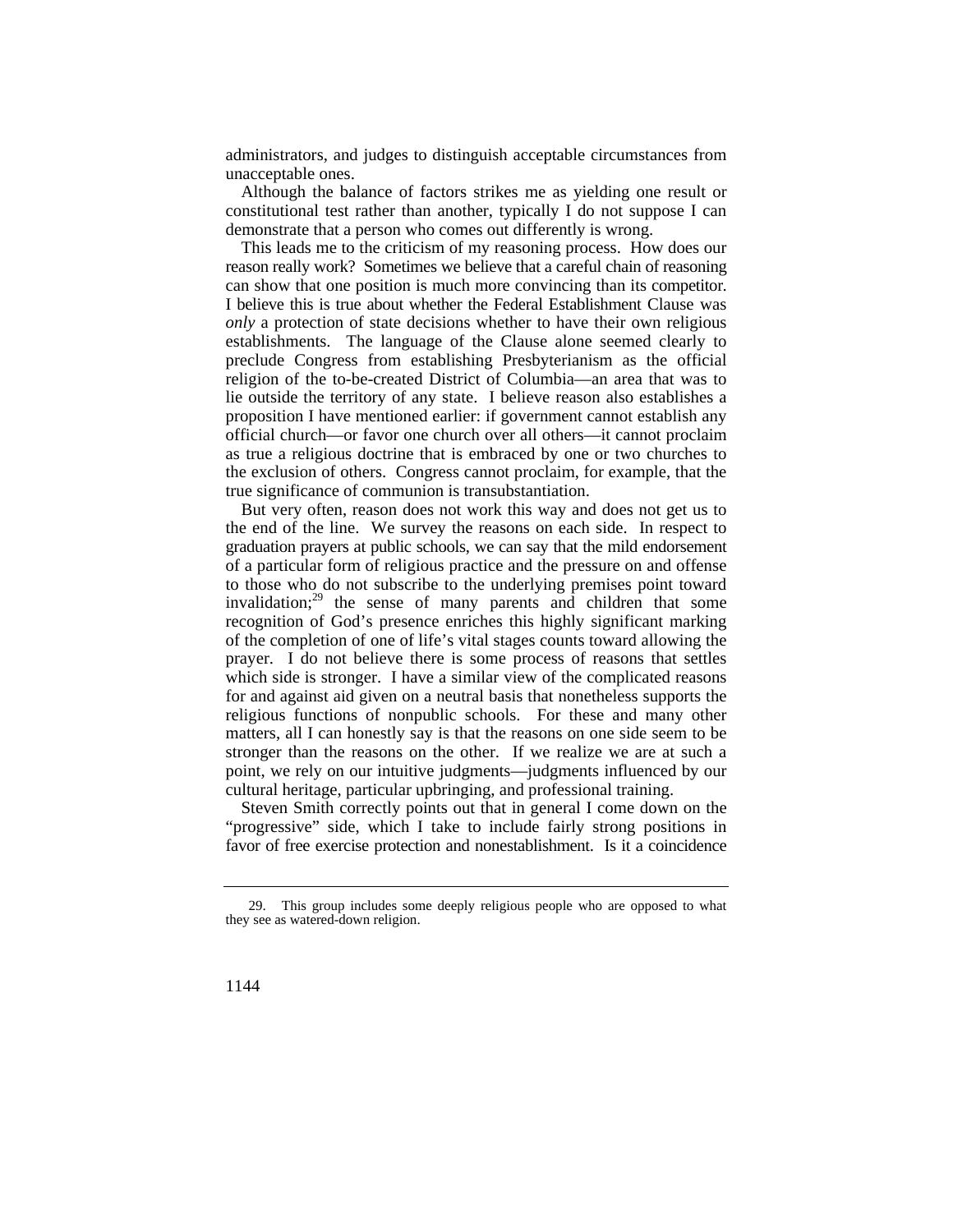administrators, and judges to distinguish acceptable circumstances from unacceptable ones.

Although the balance of factors strikes me as yielding one result or constitutional test rather than another, typically I do not suppose I can demonstrate that a person who comes out differently is wrong.

This leads me to the criticism of my reasoning process. How does our reason really work? Sometimes we believe that a careful chain of reasoning can show that one position is much more convincing than its competitor. I believe this is true about whether the Federal Establishment Clause was *only* a protection of state decisions whether to have their own religious establishments. The language of the Clause alone seemed clearly to preclude Congress from establishing Presbyterianism as the official religion of the to-be-created District of Columbia—an area that was to lie outside the territory of any state. I believe reason also establishes a proposition I have mentioned earlier: if government cannot establish any official church—or favor one church over all others—it cannot proclaim as true a religious doctrine that is embraced by one or two churches to the exclusion of others. Congress cannot proclaim, for example, that the true significance of communion is transubstantiation.

But very often, reason does not work this way and does not get us to the end of the line. We survey the reasons on each side. In respect to graduation prayers at public schools, we can say that the mild endorsement of a particular form of religious practice and the pressure on and offense to those who do not subscribe to the underlying premises point toward invalidation;[29] the sense of many parents and children that some recognition of God's presence enriches this highly significant marking of the completion of one of life's vital stages counts toward allowing the prayer. I do not believe there is some process of reasons that settles which side is stronger. I have a similar view of the complicated reasons for and against aid given on a neutral basis that nonetheless supports the religious functions of nonpublic schools. For these and many other matters, all I can honestly say is that the reasons on one side seem to be stronger than the reasons on the other. If we realize we are at such a point, we rely on our intuitive judgments—judgments influenced by our cultural heritage, particular upbringing, and professional training.

Steven Smith correctly points out that in general I come down on the "progressive" side, which I take to include fairly strong positions in favor of free exercise protection and nonestablishment. Is it a coincidence

29. This group includes some deeply religious people who are opposed to what they see as watered-down religion.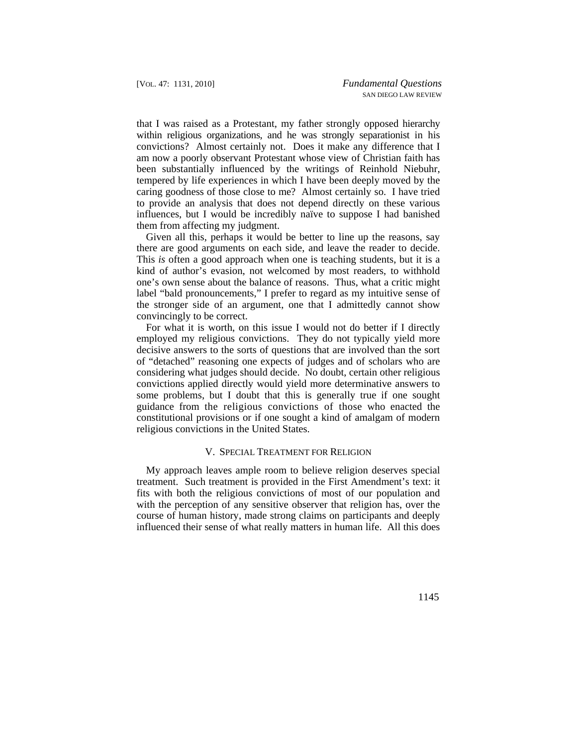that I was raised as a Protestant, my father strongly opposed hierarchy within religious organizations, and he was strongly separationist in his convictions? Almost certainly not. Does it make any difference that I am now a poorly observant Protestant whose view of Christian faith has been substantially influenced by the writings of Reinhold Niebuhr, tempered by life experiences in which I have been deeply moved by the caring goodness of those close to me? Almost certainly so. I have tried to provide an analysis that does not depend directly on these various influences, but I would be incredibly naïve to suppose I had banished them from affecting my judgment.

Given all this, perhaps it would be better to line up the reasons, say there are good arguments on each side, and leave the reader to decide. This *is* often a good approach when one is teaching students, but it is a kind of author's evasion, not welcomed by most readers, to withhold one's own sense about the balance of reasons. Thus, what a critic might label "bald pronouncements," I prefer to regard as my intuitive sense of the stronger side of an argument, one that I admittedly cannot show convincingly to be correct.

For what it is worth, on this issue I would not do better if I directly employed my religious convictions. They do not typically yield more decisive answers to the sorts of questions that are involved than the sort of "detached" reasoning one expects of judges and of scholars who are considering what judges should decide. No doubt, certain other religious convictions applied directly would yield more determinative answers to some problems, but I doubt that this is generally true if one sought guidance from the religious convictions of those who enacted the constitutional provisions or if one sought a kind of amalgam of modern religious convictions in the United States.

## V. Special Treatment for Religion

My approach leaves ample room to believe religion deserves special treatment. Such treatment is provided in the First Amendment's text: it fits with both the religious convictions of most of our population and with the perception of any sensitive observer that religion has, over the course of human history, made strong claims on participants and deeply influenced their sense of what really matters in human life. All this does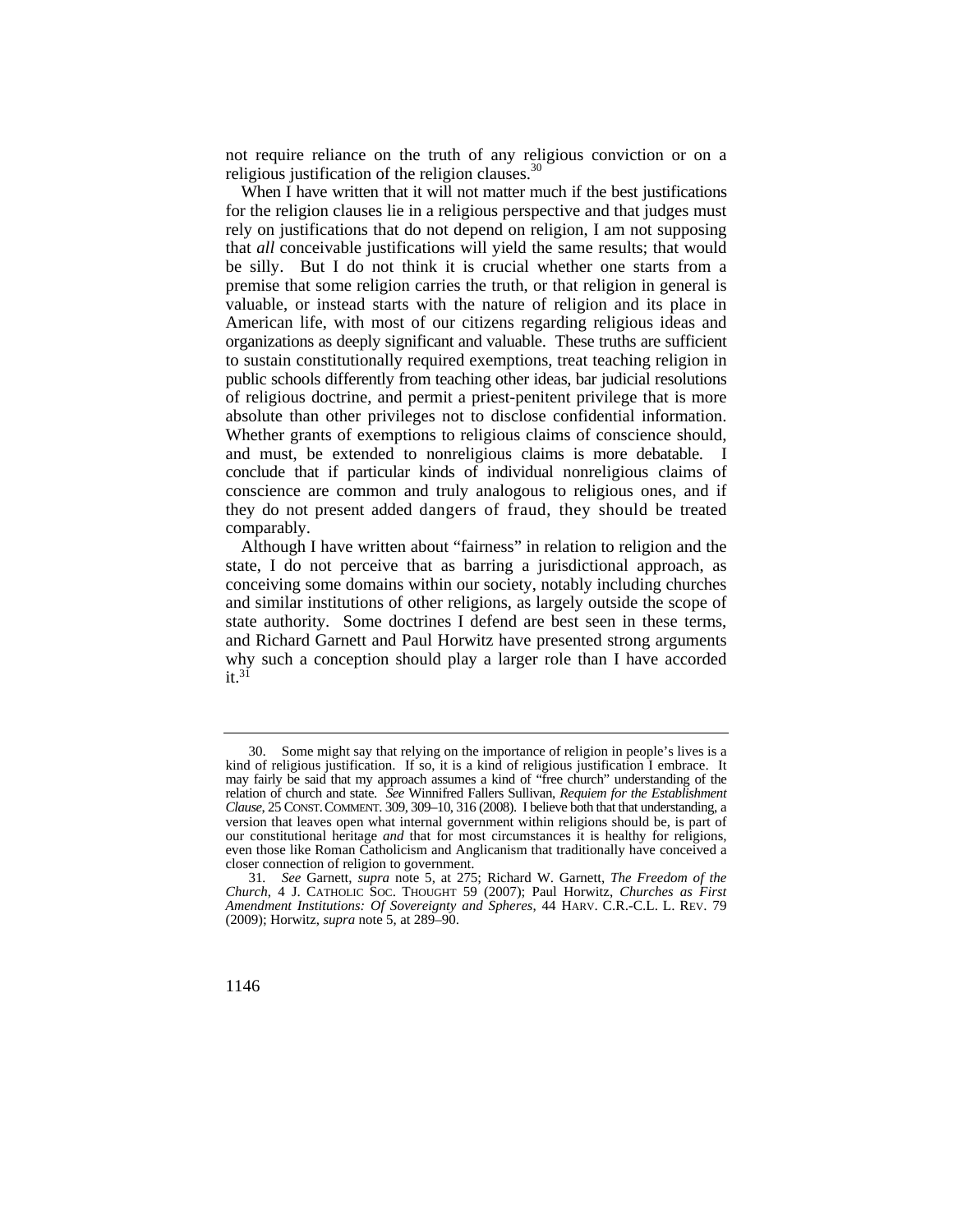not require reliance on the truth of any religious conviction or on a religious justification of the religion clauses.[30]

When I have written that it will not matter much if the best justifications for the religion clauses lie in a religious perspective and that judges must rely on justifications that do not depend on religion, I am not supposing that *all* conceivable justifications will yield the same results; that would be silly. But I do not think it is crucial whether one starts from a premise that some religion carries the truth, or that religion in general is valuable, or instead starts with the nature of religion and its place in American life, with most of our citizens regarding religious ideas and organizations as deeply significant and valuable. These truths are sufficient to sustain constitutionally required exemptions, treat teaching religion in public schools differently from teaching other ideas, bar judicial resolutions of religious doctrine, and permit a priest-penitent privilege that is more absolute than other privileges not to disclose confidential information. Whether grants of exemptions to religious claims of conscience should, and must, be extended to nonreligious claims is more debatable. I conclude that if particular kinds of individual nonreligious claims of conscience are common and truly analogous to religious ones, and if they do not present added dangers of fraud, they should be treated comparably.

Although I have written about "fairness" in relation to religion and the state, I do not perceive that as barring a jurisdictional approach, as conceiving some domains within our society, notably including churches and similar institutions of other religions, as largely outside the scope of state authority. Some doctrines I defend are best seen in these terms, and Richard Garnett and Paul Horwitz have presented strong arguments why such a conception should play a larger role than I have accorded it.[31]

---

30. Some might say that relying on the importance of religion in people's lives is a kind of religious justification. If so, it is a kind of religious justification I embrace. It may fairly be said that my approach assumes a kind of "free church" understanding of the relation of church and state. *See* Winnifred Fallers Sullivan, *Requiem for the Establishment Clause*, 25 CONST. COMMENT. 309, 309–10, 316 (2008). I believe both that that understanding, a version that leaves open what internal government within religions should be, is part of our constitutional heritage *and* that for most circumstances it is healthy for religions, even those like Roman Catholicism and Anglicanism that traditionally have conceived a closer connection of religion to government.

31. *See* Garnett, *supra* note 5, at 275; Richard W. Garnett, *The Freedom of the Church*, 4 J. CATHOLIC SOC. THOUGHT 59 (2007); Paul Horwitz, *Churches as First Amendment Institutions: Of Sovereignty and Spheres*, 44 HARV. C.R.-C.L. L. REV. 79 (2009); Horwitz, *supra* note 5, at 289–90.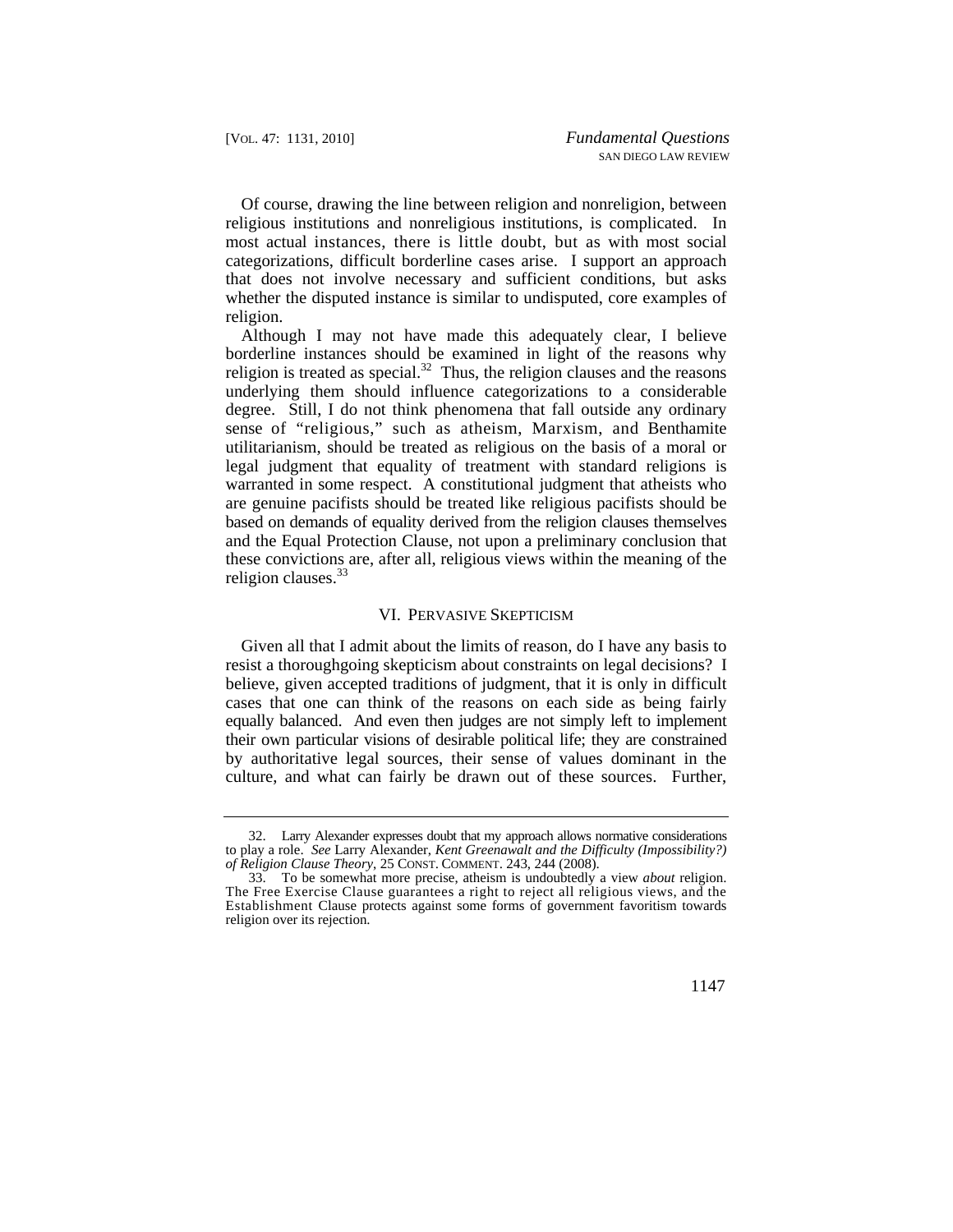Of course, drawing the line between religion and nonreligion, between religious institutions and nonreligious institutions, is complicated. In most actual instances, there is little doubt, but as with most social categorizations, difficult borderline cases arise. I support an approach that does not involve necessary and sufficient conditions, but asks whether the disputed instance is similar to undisputed, core examples of religion.

Although I may not have made this adequately clear, I believe borderline instances should be examined in light of the reasons why religion is treated as special.[32] Thus, the religion clauses and the reasons underlying them should influence categorizations to a considerable degree. Still, I do not think phenomena that fall outside any ordinary sense of "religious," such as atheism, Marxism, and Benthamite utilitarianism, should be treated as religious on the basis of a moral or legal judgment that equality of treatment with standard religions is warranted in some respect. A constitutional judgment that atheists who are genuine pacifists should be treated like religious pacifists should be based on demands of equality derived from the religion clauses themselves and the Equal Protection Clause, not upon a preliminary conclusion that these convictions are, after all, religious views within the meaning of the religion clauses.[33]

## VI. PERVASIVE SKEPTICISM

Given all that I admit about the limits of reason, do I have any basis to resist a thoroughgoing skepticism about constraints on legal decisions? I believe, given accepted traditions of judgment, that it is only in difficult cases that one can think of the reasons on each side as being fairly equally balanced. And even then judges are not simply left to implement their own particular visions of desirable political life; they are constrained by authoritative legal sources, their sense of values dominant in the culture, and what can fairly be drawn out of these sources. Further,

---

32. Larry Alexander expresses doubt that my approach allows normative considerations to play a role. *See* Larry Alexander, *Kent Greenawalt and the Difficulty (Impossibility?) of Religion Clause Theory*, 25 CONST. COMMENT. 243, 244 (2008).

33. To be somewhat more precise, atheism is undoubtedly a view *about* religion. The Free Exercise Clause guarantees a right to reject all religious views, and the Establishment Clause protects against some forms of government favoritism towards religion over its rejection.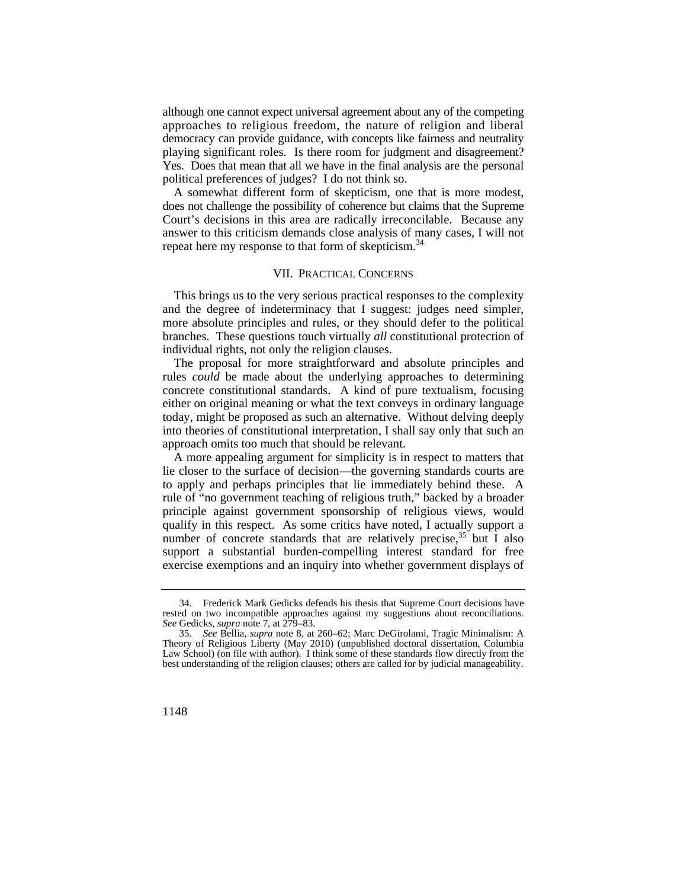although one cannot expect universal agreement about any of the competing approaches to religious freedom, the nature of religion and liberal democracy can provide guidance, with concepts like fairness and neutrality playing significant roles. Is there room for judgment and disagreement? Yes. Does that mean that all we have in the final analysis are the personal political preferences of judges? I do not think so.

A somewhat different form of skepticism, one that is more modest, does not challenge the possibility of coherence but claims that the Supreme Court's decisions in this area are radically irreconcilable. Because any answer to this criticism demands close analysis of many cases, I will not repeat here my response to that form of skepticism.[34]

## VII. PRACTICAL CONCERNS

This brings us to the very serious practical responses to the complexity and the degree of indeterminacy that I suggest: judges need simpler, more absolute principles and rules, or they should defer to the political branches. These questions touch virtually *all* constitutional protection of individual rights, not only the religion clauses.

The proposal for more straightforward and absolute principles and rules *could* be made about the underlying approaches to determining concrete constitutional standards. A kind of pure textualism, focusing either on original meaning or what the text conveys in ordinary language today, might be proposed as such an alternative. Without delving deeply into theories of constitutional interpretation, I shall say only that such an approach omits too much that should be relevant.

A more appealing argument for simplicity is in respect to matters that lie closer to the surface of decision—the governing standards courts are to apply and perhaps principles that lie immediately behind these. A rule of "no government teaching of religious truth," backed by a broader principle against government sponsorship of religious views, would qualify in this respect. As some critics have noted, I actually support a number of concrete standards that are relatively precise,[35] but I also support a substantial burden-compelling interest standard for free exercise exemptions and an inquiry into whether government displays of

---

34. Frederick Mark Gedicks defends his thesis that Supreme Court decisions have rested on two incompatible approaches against my suggestions about reconciliations. *See* Gedicks, *supra* note 7, at 279–83.

35. *See* Bellia, *supra* note 8, at 260–62; Marc DeGirolami, Tragic Minimalism: A Theory of Religious Liberty (May 2010) (unpublished doctoral dissertation, Columbia Law School) (on file with author). I think some of these standards flow directly from the best understanding of the religion clauses; others are called for by judicial manageability.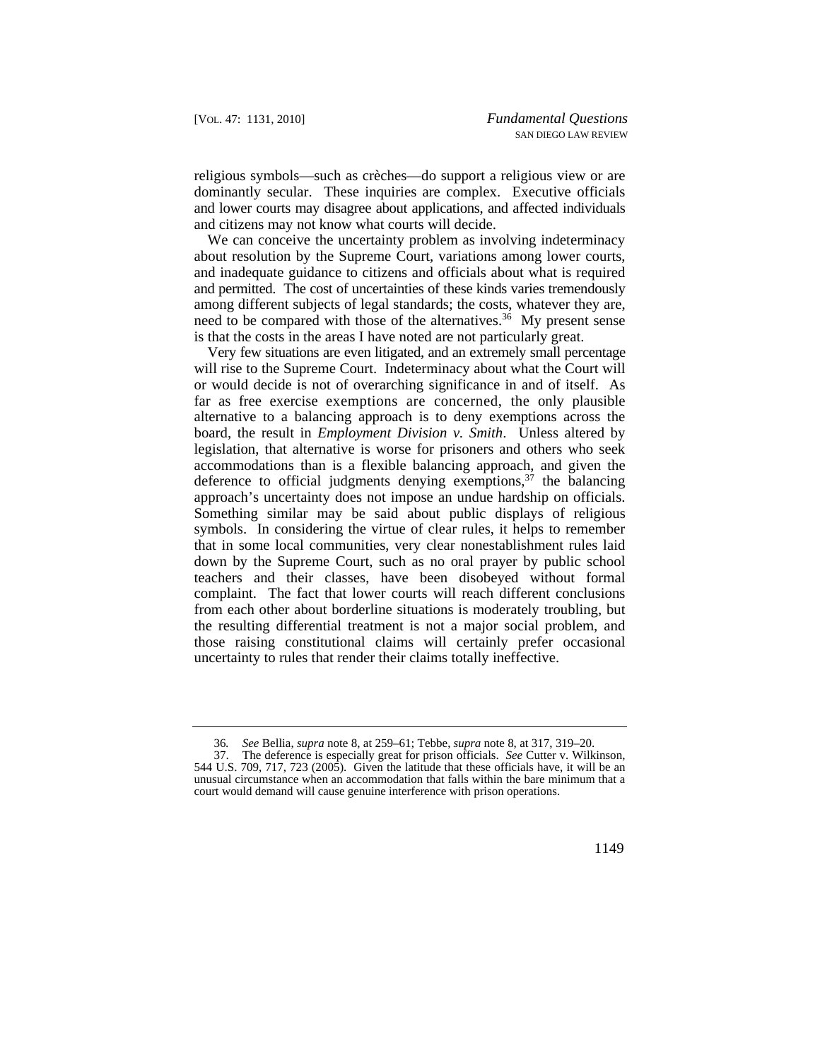religious symbols—such as crèches—do support a religious view or are dominantly secular. These inquiries are complex. Executive officials and lower courts may disagree about applications, and affected individuals and citizens may not know what courts will decide.

We can conceive the uncertainty problem as involving indeterminacy about resolution by the Supreme Court, variations among lower courts, and inadequate guidance to citizens and officials about what is required and permitted. The cost of uncertainties of these kinds varies tremendously among different subjects of legal standards; the costs, whatever they are, need to be compared with those of the alternatives.[36] My present sense is that the costs in the areas I have noted are not particularly great.

Very few situations are even litigated, and an extremely small percentage will rise to the Supreme Court. Indeterminacy about what the Court will or would decide is not of overarching significance in and of itself. As far as free exercise exemptions are concerned, the only plausible alternative to a balancing approach is to deny exemptions across the board, the result in *Employment Division v. Smith*. Unless altered by legislation, that alternative is worse for prisoners and others who seek accommodations than is a flexible balancing approach, and given the deference to official judgments denying exemptions,[37] the balancing approach's uncertainty does not impose an undue hardship on officials. Something similar may be said about public displays of religious symbols. In considering the virtue of clear rules, it helps to remember that in some local communities, very clear nonestablishment rules laid down by the Supreme Court, such as no oral prayer by public school teachers and their classes, have been disobeyed without formal complaint. The fact that lower courts will reach different conclusions from each other about borderline situations is moderately troubling, but the resulting differential treatment is not a major social problem, and those raising constitutional claims will certainly prefer occasional uncertainty to rules that render their claims totally ineffective.

---

36. *See* Bellia, *supra* note 8, at 259–61; Tebbe, *supra* note 8, at 317, 319–20.

37. The deference is especially great for prison officials. *See* Cutter v. Wilkinson, 544 U.S. 709, 717, 723 (2005). Given the latitude that these officials have, it will be an unusual circumstance when an accommodation that falls within the bare minimum that a court would demand will cause genuine interference with prison operations.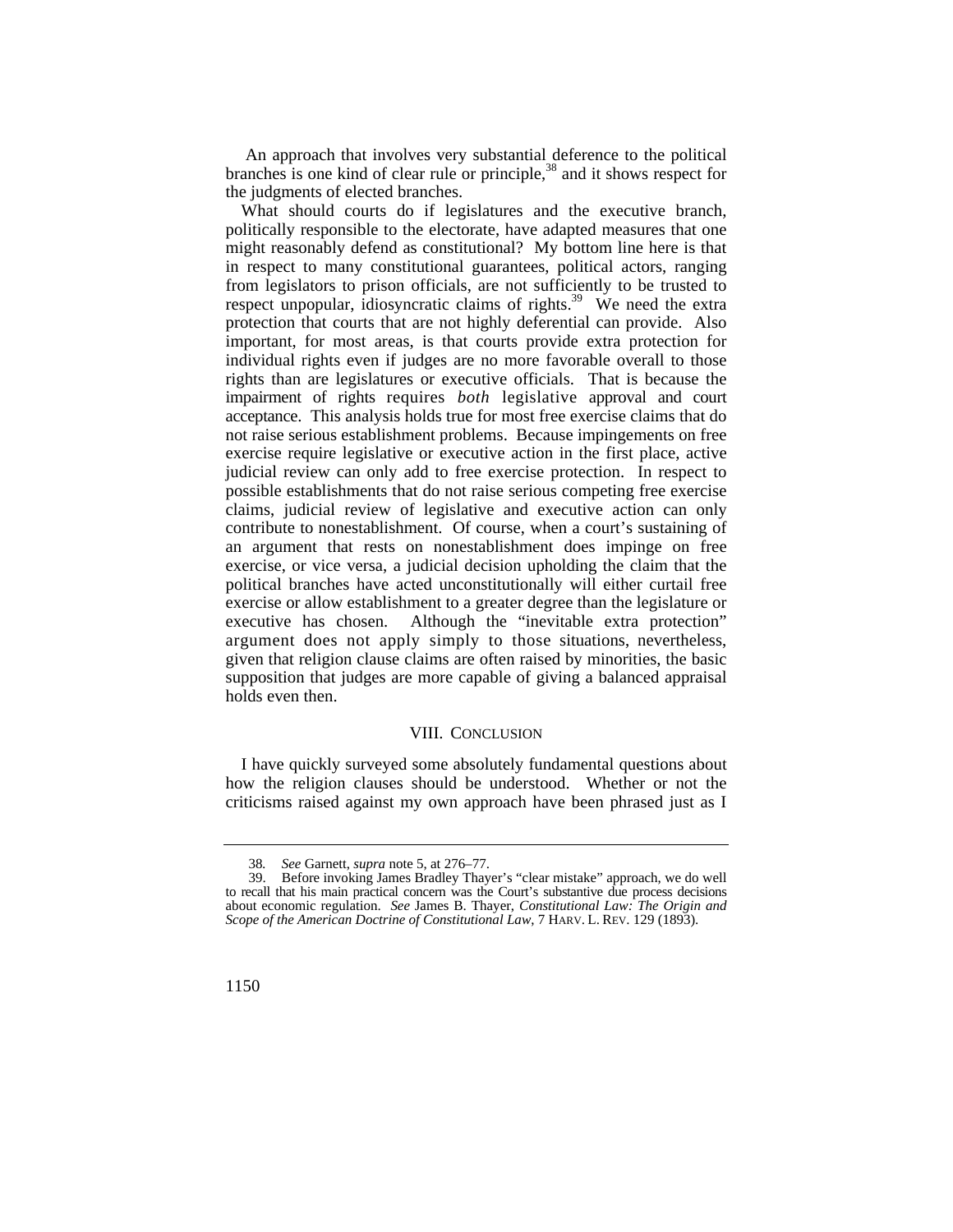An approach that involves very substantial deference to the political branches is one kind of clear rule or principle,[38] and it shows respect for the judgments of elected branches.

What should courts do if legislatures and the executive branch, politically responsible to the electorate, have adapted measures that one might reasonably defend as constitutional? My bottom line here is that in respect to many constitutional guarantees, political actors, ranging from legislators to prison officials, are not sufficiently to be trusted to respect unpopular, idiosyncratic claims of rights.[39] We need the extra protection that courts that are not highly deferential can provide. Also important, for most areas, is that courts provide extra protection for individual rights even if judges are no more favorable overall to those rights than are legislatures or executive officials. That is because the impairment of rights requires *both* legislative approval and court acceptance. This analysis holds true for most free exercise claims that do not raise serious establishment problems. Because impingements on free exercise require legislative or executive action in the first place, active judicial review can only add to free exercise protection. In respect to possible establishments that do not raise serious competing free exercise claims, judicial review of legislative and executive action can only contribute to nonestablishment. Of course, when a court's sustaining of an argument that rests on nonestablishment does impinge on free exercise, or vice versa, a judicial decision upholding the claim that the political branches have acted unconstitutionally will either curtail free exercise or allow establishment to a greater degree than the legislature or executive has chosen. Although the "inevitable extra protection" argument does not apply simply to those situations, nevertheless, given that religion clause claims are often raised by minorities, the basic supposition that judges are more capable of giving a balanced appraisal holds even then.

## VIII. CONCLUSION

I have quickly surveyed some absolutely fundamental questions about how the religion clauses should be understood. Whether or not the criticisms raised against my own approach have been phrased just as I

---

38. *See* Garnett, *supra* note 5, at 276–77.

39. Before invoking James Bradley Thayer's "clear mistake" approach, we do well to recall that his main practical concern was the Court's substantive due process decisions about economic regulation. *See* James B. Thayer, *Constitutional Law: The Origin and Scope of the American Doctrine of Constitutional Law*, 7 HARV. L. REV. 129 (1893).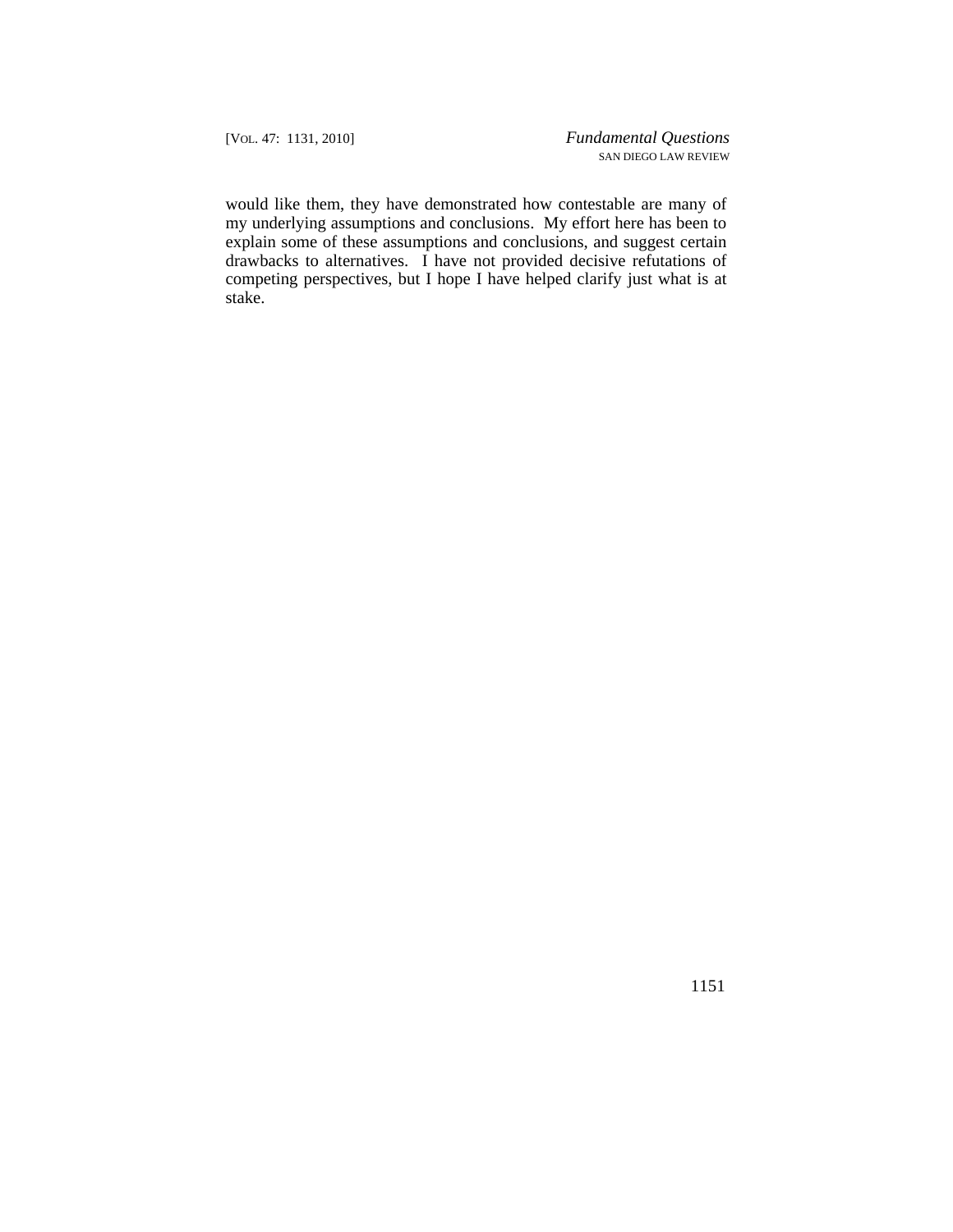would like them, they have demonstrated how contestable are many of my underlying assumptions and conclusions. My effort here has been to explain some of these assumptions and conclusions, and suggest certain drawbacks to alternatives. I have not provided decisive refutations of competing perspectives, but I hope I have helped clarify just what is at stake.